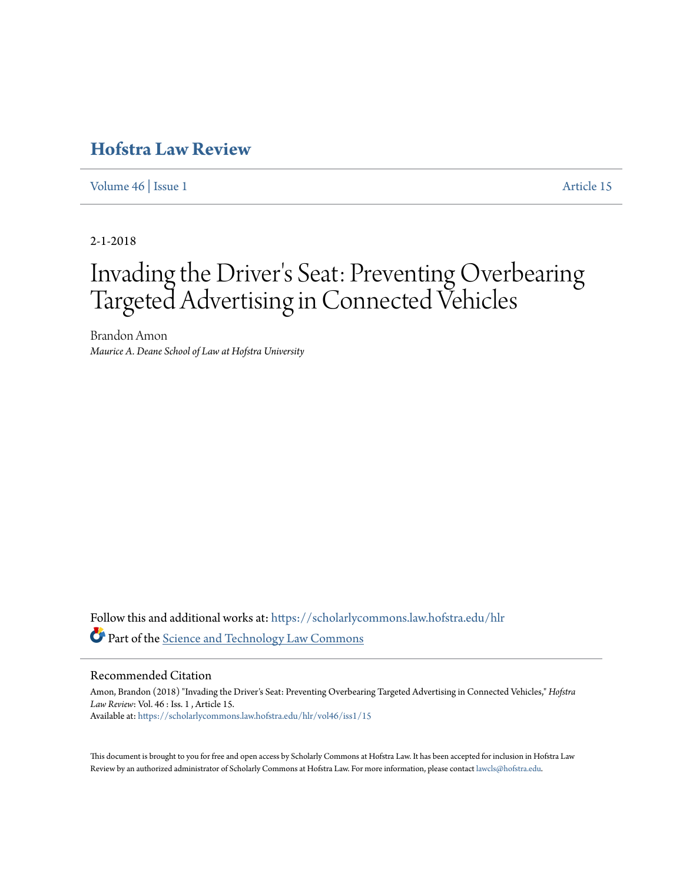# Hofstra Law Review

Volume 46 | Issue 1 Article 15

2-1-2018

# Invading the Driver's Seat: Preventing Overbearing Targeted Advertising in Connected Vehicles

Brandon Amon

*Maurice A. Deane School of Law at Hofstra University*

Follow this and additional works at: https://scholarlycommons.law.hofstra.edu/hlr

Part of the Science and Technology Law Commons

## Recommended Citation

Amon, Brandon (2018) "Invading the Driver's Seat: Preventing Overbearing Targeted Advertising in Connected Vehicles," *Hofstra Law Review*: Vol. 46 : Iss. 1 , Article 15.
Available at: https://scholarlycommons.law.hofstra.edu/hlr/vol46/iss1/15

This document is brought to you for free and open access by Scholarly Commons at Hofstra Law. It has been accepted for inclusion in Hofstra Law Review by an authorized administrator of Scholarly Commons at Hofstra Law. For more information, please contact lawcls@hofstra.edu.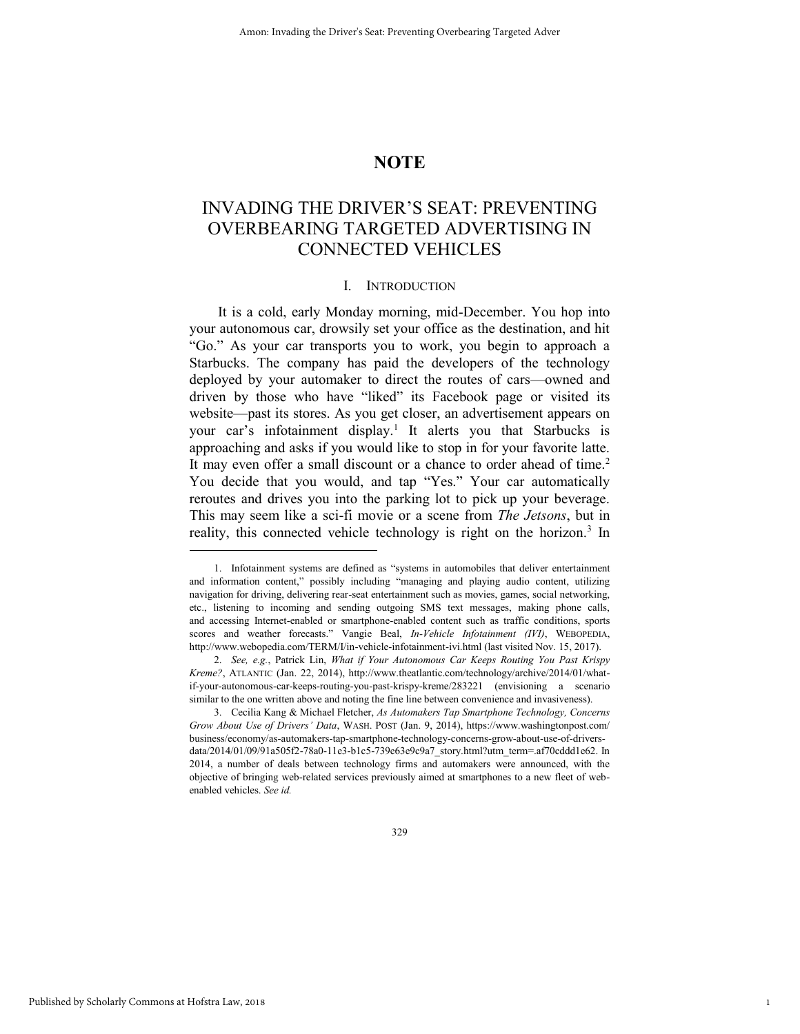# NOTE

# INVADING THE DRIVER'S SEAT: PREVENTING OVERBEARING TARGETED ADVERTISING IN CONNECTED VEHICLES

## I. INTRODUCTION

It is a cold, early Monday morning, mid-December. You hop into your autonomous car, drowsily set your office as the destination, and hit "Go." As your car transports you to work, you begin to approach a Starbucks. The company has paid the developers of the technology deployed by your automaker to direct the routes of cars—owned and driven by those who have "liked" its Facebook page or visited its website—past its stores. As you get closer, an advertisement appears on your car's infotainment display.[1] It alerts you that Starbucks is approaching and asks if you would like to stop in for your favorite latte. It may even offer a small discount or a chance to order ahead of time.[2] You decide that you would, and tap "Yes." Your car automatically reroutes and drives you into the parking lot to pick up your beverage. This may seem like a sci-fi movie or a scene from *The Jetsons*, but in reality, this connected vehicle technology is right on the horizon.[3] In

---

1. Infotainment systems are defined as "systems in automobiles that deliver entertainment and information content," possibly including "managing and playing audio content, utilizing navigation for driving, delivering rear-seat entertainment such as movies, games, social networking, etc., listening to incoming and sending outgoing SMS text messages, making phone calls, and accessing Internet-enabled or smartphone-enabled content such as traffic conditions, sports scores and weather forecasts." Vangie Beal, *In-Vehicle Infotainment (IVI)*, WEBOPEDIA, http://www.webopedia.com/TERM/I/in-vehicle-infotainment-ivi.html (last visited Nov. 15, 2017).

2. *See, e.g.*, Patrick Lin, *What if Your Autonomous Car Keeps Routing You Past Krispy Kreme?*, ATLANTIC (Jan. 22, 2014), http://www.theatlantic.com/technology/archive/2014/01/what-if-your-autonomous-car-keeps-routing-you-past-krispy-kreme/283221 (envisioning a scenario similar to the one written above and noting the fine line between convenience and invasiveness).

3. Cecilia Kang & Michael Fletcher, *As Automakers Tap Smartphone Technology, Concerns Grow About Use of Drivers' Data*, WASH. POST (Jan. 9, 2014), https://www.washingtonpost.com/business/economy/as-automakers-tap-smartphone-technology-concerns-grow-about-use-of-drivers-data/2014/01/09/91a505f2-78a0-11e3-b1c5-739e63e9c9a7_story.html?utm_term=.af70cddd1e62. In 2014, a number of deals between technology firms and automakers were announced, with the objective of bringing web-related services previously aimed at smartphones to a new fleet of web-enabled vehicles. *See id.*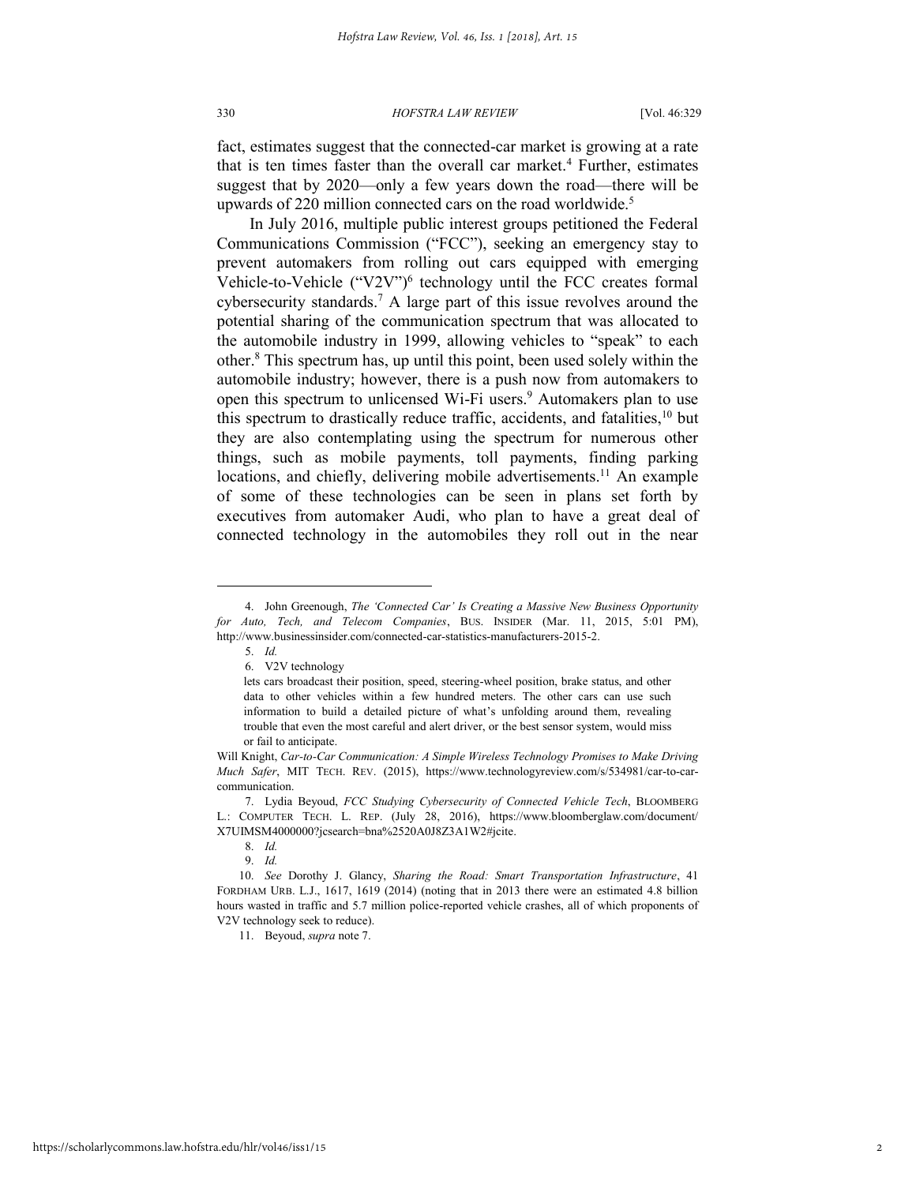fact, estimates suggest that the connected-car market is growing at a rate that is ten times faster than the overall car market.[4] Further, estimates suggest that by 2020—only a few years down the road—there will be upwards of 220 million connected cars on the road worldwide.[5]

In July 2016, multiple public interest groups petitioned the Federal Communications Commission ("FCC"), seeking an emergency stay to prevent automakers from rolling out cars equipped with emerging Vehicle-to-Vehicle ("V2V")[6] technology until the FCC creates formal cybersecurity standards.[7] A large part of this issue revolves around the potential sharing of the communication spectrum that was allocated to the automobile industry in 1999, allowing vehicles to "speak" to each other.[8] This spectrum has, up until this point, been used solely within the automobile industry; however, there is a push now from automakers to open this spectrum to unlicensed Wi-Fi users.[9] Automakers plan to use this spectrum to drastically reduce traffic, accidents, and fatalities,[10] but they are also contemplating using the spectrum for numerous other things, such as mobile payments, toll payments, finding parking locations, and chiefly, delivering mobile advertisements.[11] An example of some of these technologies can be seen in plans set forth by executives from automaker Audi, who plan to have a great deal of connected technology in the automobiles they roll out in the near

---

4. John Greenough, *The 'Connected Car' Is Creating a Massive New Business Opportunity for Auto, Tech, and Telecom Companies*, BUS. INSIDER (Mar. 11, 2015, 5:01 PM), http://www.businessinsider.com/connected-car-statistics-manufacturers-2015-2.

5. *Id.*

6. V2V technology

> lets cars broadcast their position, speed, steering-wheel position, brake status, and other data to other vehicles within a few hundred meters. The other cars can use such information to build a detailed picture of what's unfolding around them, revealing trouble that even the most careful and alert driver, or the best sensor system, would miss or fail to anticipate.

Will Knight, *Car-to-Car Communication: A Simple Wireless Technology Promises to Make Driving Much Safer*, MIT TECH. REV. (2015), https://www.technologyreview.com/s/534981/car-to-car-communication.

7. Lydia Beyoud, *FCC Studying Cybersecurity of Connected Vehicle Tech*, BLOOMBERG L.: COMPUTER TECH. L. REP. (July 28, 2016), https://www.bloomberglaw.com/document/X7UIMSM4000000?jcsearch=bna%2520A0J8Z3A1W2#jcite.

8. *Id.*

9. *Id.*

10. *See* Dorothy J. Glancy, *Sharing the Road: Smart Transportation Infrastructure*, 41 FORDHAM URB. L.J., 1617, 1619 (2014) (noting that in 2013 there were an estimated 4.8 billion hours wasted in traffic and 5.7 million police-reported vehicle crashes, all of which proponents of V2V technology seek to reduce).

11. Beyoud, *supra* note 7.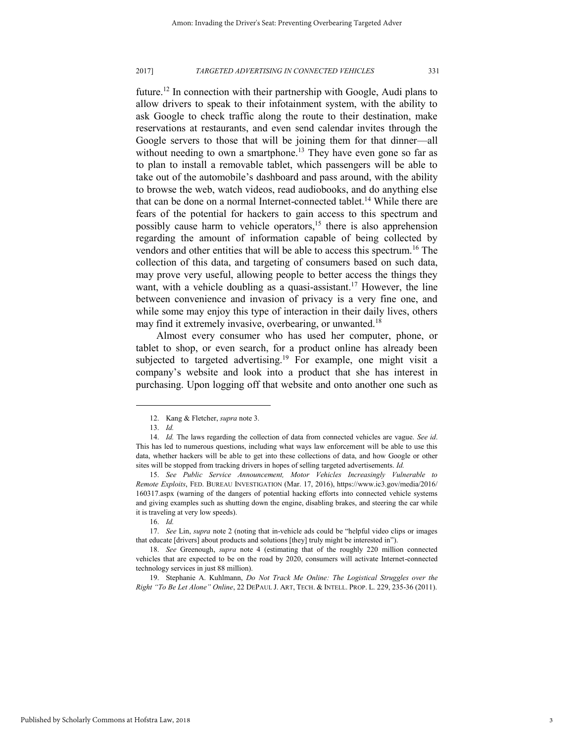future.[12] In connection with their partnership with Google, Audi plans to allow drivers to speak to their infotainment system, with the ability to ask Google to check traffic along the route to their destination, make reservations at restaurants, and even send calendar invites through the Google servers to those that will be joining them for that dinner—all without needing to own a smartphone.[13] They have even gone so far as to plan to install a removable tablet, which passengers will be able to take out of the automobile's dashboard and pass around, with the ability to browse the web, watch videos, read audiobooks, and do anything else that can be done on a normal Internet-connected tablet.[14] While there are fears of the potential for hackers to gain access to this spectrum and possibly cause harm to vehicle operators,[15] there is also apprehension regarding the amount of information capable of being collected by vendors and other entities that will be able to access this spectrum.[16] The collection of this data, and targeting of consumers based on such data, may prove very useful, allowing people to better access the things they want, with a vehicle doubling as a quasi-assistant.[17] However, the line between convenience and invasion of privacy is a very fine one, and while some may enjoy this type of interaction in their daily lives, others may find it extremely invasive, overbearing, or unwanted.[18]

Almost every consumer who has used her computer, phone, or tablet to shop, or even search, for a product online has already been subjected to targeted advertising.[19] For example, one might visit a company's website and look into a product that she has interest in purchasing. Upon logging off that website and onto another one such as

---

12. Kang & Fletcher, *supra* note 3.

13. *Id.*

14. *Id.* The laws regarding the collection of data from connected vehicles are vague. *See id*. This has led to numerous questions, including what ways law enforcement will be able to use this data, whether hackers will be able to get into these collections of data, and how Google or other sites will be stopped from tracking drivers in hopes of selling targeted advertisements. *Id.*

15. *See Public Service Announcement, Motor Vehicles Increasingly Vulnerable to Remote Exploits*, FED. BUREAU INVESTIGATION (Mar. 17, 2016), https://www.ic3.gov/media/2016/160317.aspx (warning of the dangers of potential hacking efforts into connected vehicle systems and giving examples such as shutting down the engine, disabling brakes, and steering the car while it is traveling at very low speeds).

16. *Id.*

17. *See* Lin, *supra* note 2 (noting that in-vehicle ads could be "helpful video clips or images that educate [drivers] about products and solutions [they] truly might be interested in").

18. *See* Greenough, *supra* note 4 (estimating that of the roughly 220 million connected vehicles that are expected to be on the road by 2020, consumers will activate Internet-connected technology services in just 88 million).

19. Stephanie A. Kuhlmann, *Do Not Track Me Online: The Logistical Struggles over the Right "To Be Let Alone" Online*, 22 DEPAUL J. ART, TECH. & INTELL. PROP. L. 229, 235-36 (2011).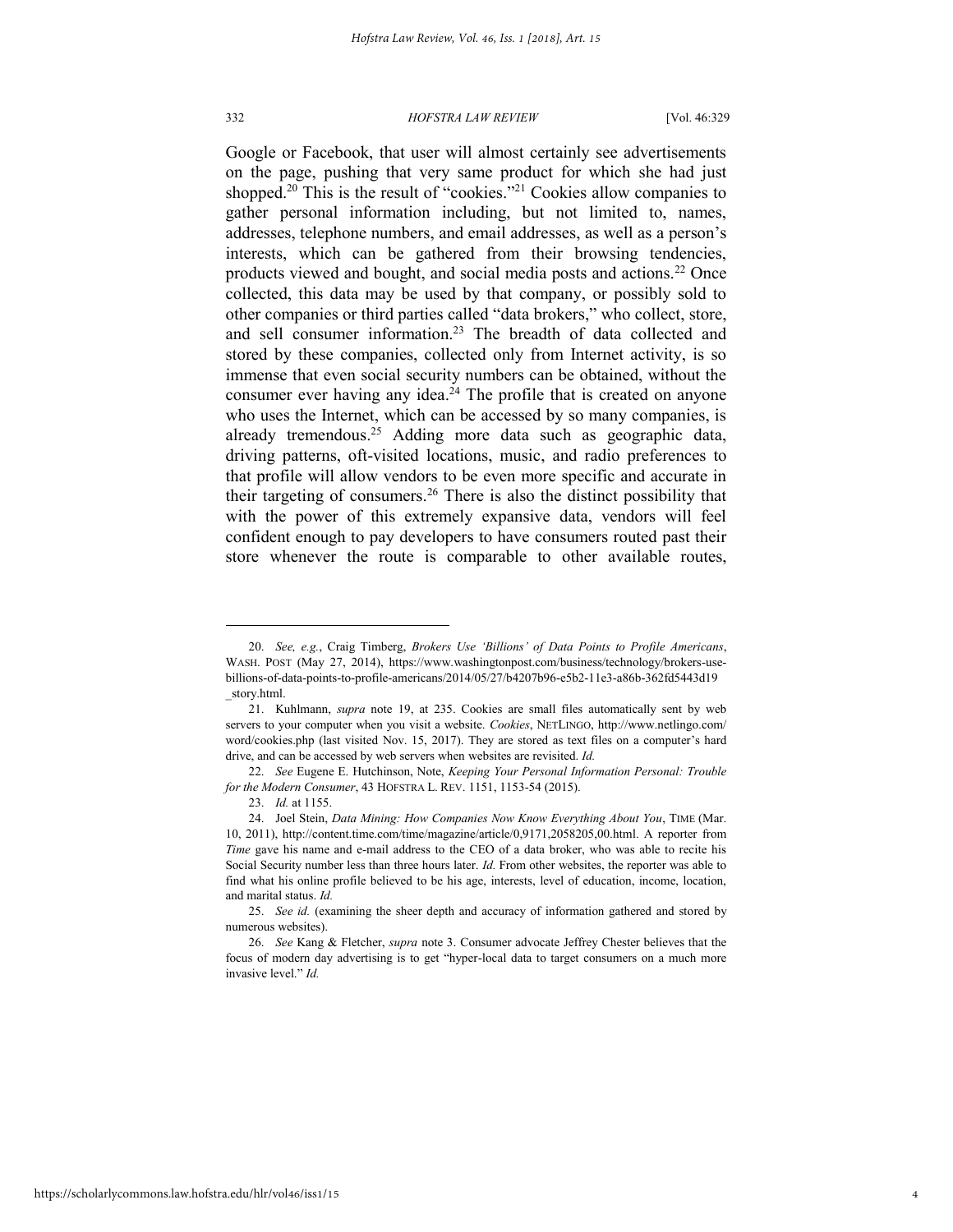Google or Facebook, that user will almost certainly see advertisements on the page, pushing that very same product for which she had just shopped.[20] This is the result of "cookies."[21] Cookies allow companies to gather personal information including, but not limited to, names, addresses, telephone numbers, and email addresses, as well as a person's interests, which can be gathered from their browsing tendencies, products viewed and bought, and social media posts and actions.[22] Once collected, this data may be used by that company, or possibly sold to other companies or third parties called "data brokers," who collect, store, and sell consumer information.[23] The breadth of data collected and stored by these companies, collected only from Internet activity, is so immense that even social security numbers can be obtained, without the consumer ever having any idea.[24] The profile that is created on anyone who uses the Internet, which can be accessed by so many companies, is already tremendous.[25] Adding more data such as geographic data, driving patterns, oft-visited locations, music, and radio preferences to that profile will allow vendors to be even more specific and accurate in their targeting of consumers.[26] There is also the distinct possibility that with the power of this extremely expansive data, vendors will feel confident enough to pay developers to have consumers routed past their store whenever the route is comparable to other available routes,

---

20. *See, e.g.*, Craig Timberg, *Brokers Use 'Billions' of Data Points to Profile Americans*, WASH. POST (May 27, 2014), https://www.washingtonpost.com/business/technology/brokers-use-billions-of-data-points-to-profile-americans/2014/05/27/b4207b96-e5b2-11e3-a86b-362fd5443d19_story.html.

21. Kuhlmann, *supra* note 19, at 235. Cookies are small files automatically sent by web servers to your computer when you visit a website. *Cookies*, NETLINGO, http://www.netlingo.com/word/cookies.php (last visited Nov. 15, 2017). They are stored as text files on a computer's hard drive, and can be accessed by web servers when websites are revisited. *Id.*

22. *See* Eugene E. Hutchinson, Note, *Keeping Your Personal Information Personal: Trouble for the Modern Consumer*, 43 HOFSTRA L. REV. 1151, 1153-54 (2015).

23. *Id.* at 1155.

24. Joel Stein, *Data Mining: How Companies Now Know Everything About You*, TIME (Mar. 10, 2011), http://content.time.com/time/magazine/article/0,9171,2058205,00.html. A reporter from *Time* gave his name and e-mail address to the CEO of a data broker, who was able to recite his Social Security number less than three hours later. *Id.* From other websites, the reporter was able to find what his online profile believed to be his age, interests, level of education, income, location, and marital status. *Id.*

25. *See id.* (examining the sheer depth and accuracy of information gathered and stored by numerous websites).

26. *See* Kang & Fletcher, *supra* note 3. Consumer advocate Jeffrey Chester believes that the focus of modern day advertising is to get "hyper-local data to target consumers on a much more invasive level." *Id.*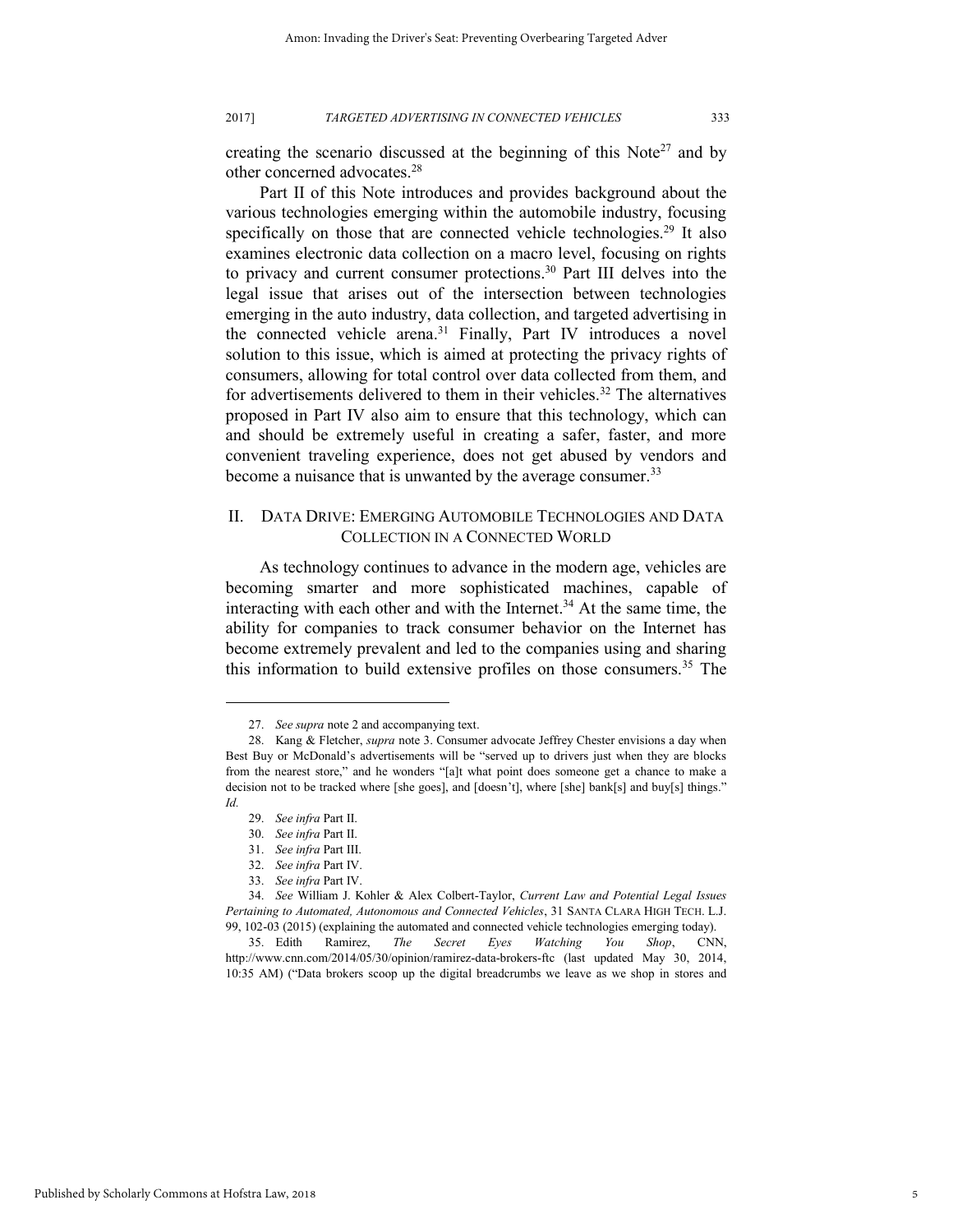creating the scenario discussed at the beginning of this Note[27] and by other concerned advocates.[28]

Part II of this Note introduces and provides background about the various technologies emerging within the automobile industry, focusing specifically on those that are connected vehicle technologies.[29] It also examines electronic data collection on a macro level, focusing on rights to privacy and current consumer protections.[30] Part III delves into the legal issue that arises out of the intersection between technologies emerging in the auto industry, data collection, and targeted advertising in the connected vehicle arena.[31] Finally, Part IV introduces a novel solution to this issue, which is aimed at protecting the privacy rights of consumers, allowing for total control over data collected from them, and for advertisements delivered to them in their vehicles.[32] The alternatives proposed in Part IV also aim to ensure that this technology, which can and should be extremely useful in creating a safer, faster, and more convenient traveling experience, does not get abused by vendors and become a nuisance that is unwanted by the average consumer.[33]

## II. DATA DRIVE: EMERGING AUTOMOBILE TECHNOLOGIES AND DATA COLLECTION IN A CONNECTED WORLD

As technology continues to advance in the modern age, vehicles are becoming smarter and more sophisticated machines, capable of interacting with each other and with the Internet.[34] At the same time, the ability for companies to track consumer behavior on the Internet has become extremely prevalent and led to the companies using and sharing this information to build extensive profiles on those consumers.[35] The

---

27. *See supra* note 2 and accompanying text.

28. Kang & Fletcher, *supra* note 3. Consumer advocate Jeffrey Chester envisions a day when Best Buy or McDonald's advertisements will be "served up to drivers just when they are blocks from the nearest store," and he wonders "[a]t what point does someone get a chance to make a decision not to be tracked where [she goes], and [doesn't], where [she] bank[s] and buy[s] things." *Id.*

29. *See infra* Part II.

30. *See infra* Part II.

31. *See infra* Part III.

32. *See infra* Part IV.

33. *See infra* Part IV.

34. *See* William J. Kohler & Alex Colbert-Taylor, *Current Law and Potential Legal Issues Pertaining to Automated, Autonomous and Connected Vehicles*, 31 SANTA CLARA HIGH TECH. L.J. 99, 102-03 (2015) (explaining the automated and connected vehicle technologies emerging today).

35. Edith Ramirez, *The Secret Eyes Watching You Shop*, CNN, http://www.cnn.com/2014/05/30/opinion/ramirez-data-brokers-ftc (last updated May 30, 2014, 10:35 AM) ("Data brokers scoop up the digital breadcrumbs we leave as we shop in stores and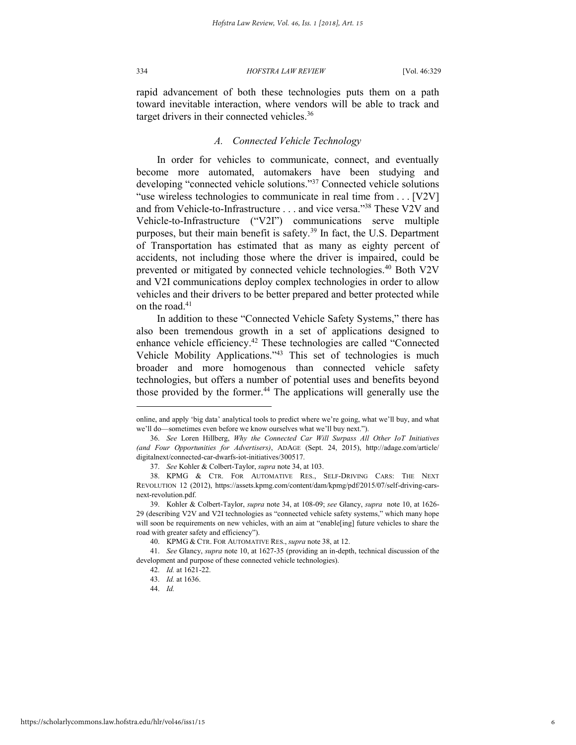rapid advancement of both these technologies puts them on a path toward inevitable interaction, where vendors will be able to track and target drivers in their connected vehicles.[36]

### *A. Connected Vehicle Technology*

In order for vehicles to communicate, connect, and eventually become more automated, automakers have been studying and developing "connected vehicle solutions."[37] Connected vehicle solutions "use wireless technologies to communicate in real time from . . . [V2V] and from Vehicle-to-Infrastructure . . . and vice versa."[38] These V2V and Vehicle-to-Infrastructure ("V2I") communications serve multiple purposes, but their main benefit is safety.[39] In fact, the U.S. Department of Transportation has estimated that as many as eighty percent of accidents, not including those where the driver is impaired, could be prevented or mitigated by connected vehicle technologies.[40] Both V2V and V2I communications deploy complex technologies in order to allow vehicles and their drivers to be better prepared and better protected while on the road.[41]

In addition to these "Connected Vehicle Safety Systems," there has also been tremendous growth in a set of applications designed to enhance vehicle efficiency.[42] These technologies are called "Connected Vehicle Mobility Applications."[43] This set of technologies is much broader and more homogenous than connected vehicle safety technologies, but offers a number of potential uses and benefits beyond those provided by the former.[44] The applications will generally use the

---

online, and apply 'big data' analytical tools to predict where we're going, what we'll buy, and what we'll do—sometimes even before we know ourselves what we'll buy next.").

36. *See* Loren Hillberg, *Why the Connected Car Will Surpass All Other IoT Initiatives (and Four Opportunities for Advertisers)*, ADAGE (Sept. 24, 2015), http://adage.com/article/digitalnext/connected-car-dwarfs-iot-initiatives/300517.

37. *See* Kohler & Colbert-Taylor, *supra* note 34, at 103.

38. KPMG & CTR. FOR AUTOMATIVE RES., SELF-DRIVING CARS: THE NEXT REVOLUTION 12 (2012), https://assets.kpmg.com/content/dam/kpmg/pdf/2015/07/self-driving-cars-next-revolution.pdf.

39. Kohler & Colbert-Taylor, *supra* note 34, at 108-09; *see* Glancy, *supra* note 10, at 1626-29 (describing V2V and V2I technologies as "connected vehicle safety systems," which many hope will soon be requirements on new vehicles, with an aim at "enable[ing] future vehicles to share the road with greater safety and efficiency").

40. KPMG & CTR. FOR AUTOMATIVE RES., *supra* note 38, at 12.

41. *See* Glancy, *supra* note 10, at 1627-35 (providing an in-depth, technical discussion of the development and purpose of these connected vehicle technologies).

42. *Id.* at 1621-22.

43. *Id.* at 1636.

44. *Id.*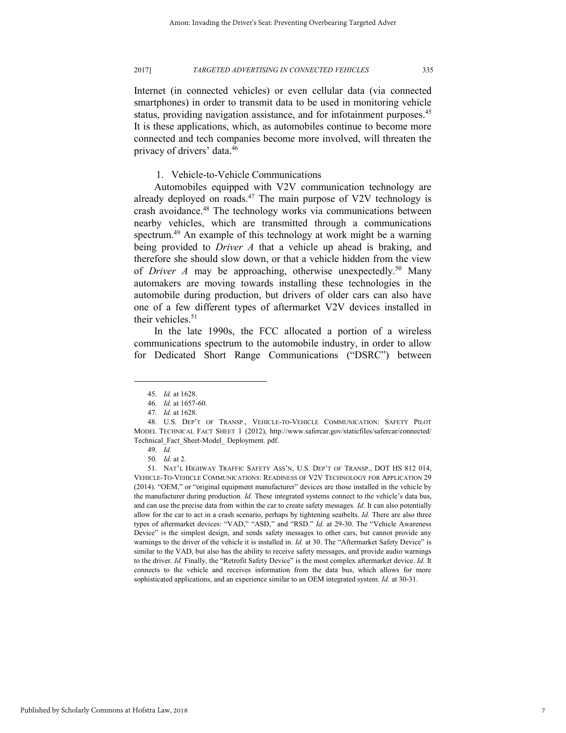Internet (in connected vehicles) or even cellular data (via connected smartphones) in order to transmit data to be used in monitoring vehicle status, providing navigation assistance, and for infotainment purposes.[45] It is these applications, which, as automobiles continue to become more connected and tech companies become more involved, will threaten the privacy of drivers' data.[46]

### 1. Vehicle-to-Vehicle Communications

Automobiles equipped with V2V communication technology are already deployed on roads.[47] The main purpose of V2V technology is crash avoidance.[48] The technology works via communications between nearby vehicles, which are transmitted through a communications spectrum.[49] An example of this technology at work might be a warning being provided to *Driver A* that a vehicle up ahead is braking, and therefore she should slow down, or that a vehicle hidden from the view of *Driver A* may be approaching, otherwise unexpectedly.[50] Many automakers are moving towards installing these technologies in the automobile during production, but drivers of older cars can also have one of a few different types of aftermarket V2V devices installed in their vehicles.[51]

In the late 1990s, the FCC allocated a portion of a wireless communications spectrum to the automobile industry, in order to allow for Dedicated Short Range Communications ("DSRC") between

---

45. *Id.* at 1628.

46. *Id.* at 1657-60.

47. *Id.* at 1628.

48. U.S. DEP'T OF TRANSP., VEHICLE-TO-VEHICLE COMMUNICATION: SAFETY PILOT MODEL TECHNICAL FACT SHEET 1 (2012), http://www.safercar.gov/staticfiles/safercar/connected/Technical_Fact_Sheet-Model_ Deployment. pdf.

49. *Id.*

50. *Id.* at 2.

51. NAT'L HIGHWAY TRAFFIC SAFETY ASS'N, U.S. DEP'T OF TRANSP., DOT HS 812 014, VEHICLE-TO-VEHICLE COMMUNICATIONS: READINESS OF V2V TECHNOLOGY FOR APPLICATION 29 (2014). "OEM," or "original equipment manufacturer" devices are those installed in the vehicle by the manufacturer during production. *Id.* These integrated systems connect to the vehicle's data bus, and can use the precise data from within the car to create safety messages. *Id.* It can also potentially allow for the car to act in a crash scenario, perhaps by tightening seatbelts. *Id.* There are also three types of aftermarket devices: "VAD," "ASD," and "RSD." *Id.* at 29-30. The "Vehicle Awareness Device" is the simplest design, and sends safety messages to other cars, but cannot provide any warnings to the driver of the vehicle it is installed in. *Id.* at 30. The "Aftermarket Safety Device" is similar to the VAD, but also has the ability to receive safety messages, and provide audio warnings to the driver. *Id.* Finally, the "Retrofit Safety Device" is the most complex aftermarket device. *Id.* It connects to the vehicle and receives information from the data bus, which allows for more sophisticated applications, and an experience similar to an OEM integrated system. *Id.* at 30-31.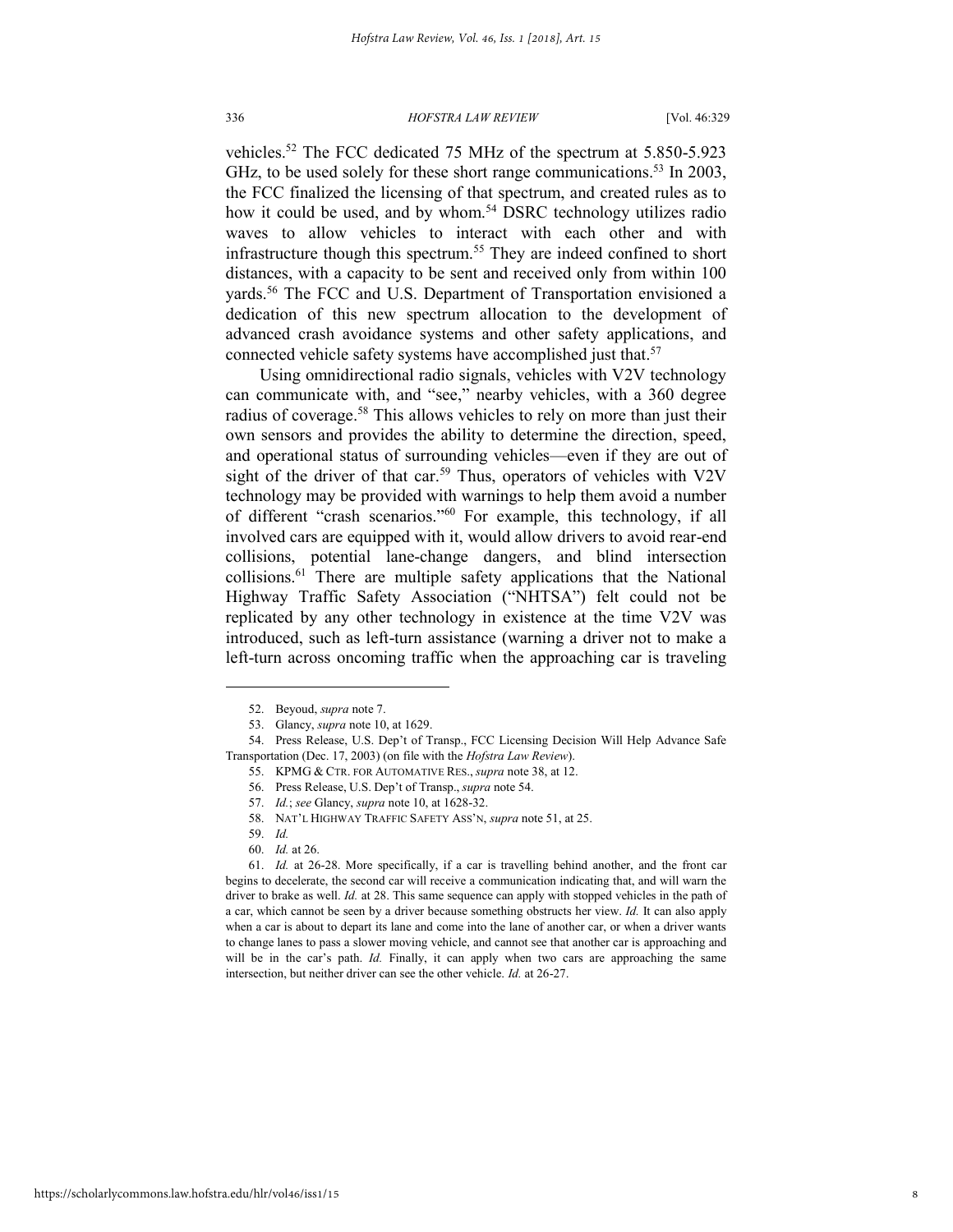vehicles.[52] The FCC dedicated 75 MHz of the spectrum at 5.850-5.923 GHz, to be used solely for these short range communications.[53] In 2003, the FCC finalized the licensing of that spectrum, and created rules as to how it could be used, and by whom.[54] DSRC technology utilizes radio waves to allow vehicles to interact with each other and with infrastructure though this spectrum.[55] They are indeed confined to short distances, with a capacity to be sent and received only from within 100 yards.[56] The FCC and U.S. Department of Transportation envisioned a dedication of this new spectrum allocation to the development of advanced crash avoidance systems and other safety applications, and connected vehicle safety systems have accomplished just that.[57]

Using omnidirectional radio signals, vehicles with V2V technology can communicate with, and "see," nearby vehicles, with a 360 degree radius of coverage.[58] This allows vehicles to rely on more than just their own sensors and provides the ability to determine the direction, speed, and operational status of surrounding vehicles—even if they are out of sight of the driver of that car.[59] Thus, operators of vehicles with V2V technology may be provided with warnings to help them avoid a number of different "crash scenarios."[60] For example, this technology, if all involved cars are equipped with it, would allow drivers to avoid rear-end collisions, potential lane-change dangers, and blind intersection collisions.[61] There are multiple safety applications that the National Highway Traffic Safety Association ("NHTSA") felt could not be replicated by any other technology in existence at the time V2V was introduced, such as left-turn assistance (warning a driver not to make a left-turn across oncoming traffic when the approaching car is traveling

---

52. Beyoud, *supra* note 7.

53. Glancy, *supra* note 10, at 1629.

54. Press Release, U.S. Dep't of Transp., FCC Licensing Decision Will Help Advance Safe Transportation (Dec. 17, 2003) (on file with the *Hofstra Law Review*).

55. KPMG & CTR. FOR AUTOMATIVE RES., *supra* note 38, at 12.

56. Press Release, U.S. Dep't of Transp., *supra* note 54.

57. *Id.*; *see* Glancy, *supra* note 10, at 1628-32.

58. NAT'L HIGHWAY TRAFFIC SAFETY ASS'N, *supra* note 51, at 25.

59. *Id.*

60. *Id.* at 26.

61. *Id.* at 26-28. More specifically, if a car is travelling behind another, and the front car begins to decelerate, the second car will receive a communication indicating that, and will warn the driver to brake as well. *Id.* at 28. This same sequence can apply with stopped vehicles in the path of a car, which cannot be seen by a driver because something obstructs her view. *Id.* It can also apply when a car is about to depart its lane and come into the lane of another car, or when a driver wants to change lanes to pass a slower moving vehicle, and cannot see that another car is approaching and will be in the car's path. *Id.* Finally, it can apply when two cars are approaching the same intersection, but neither driver can see the other vehicle. *Id.* at 26-27.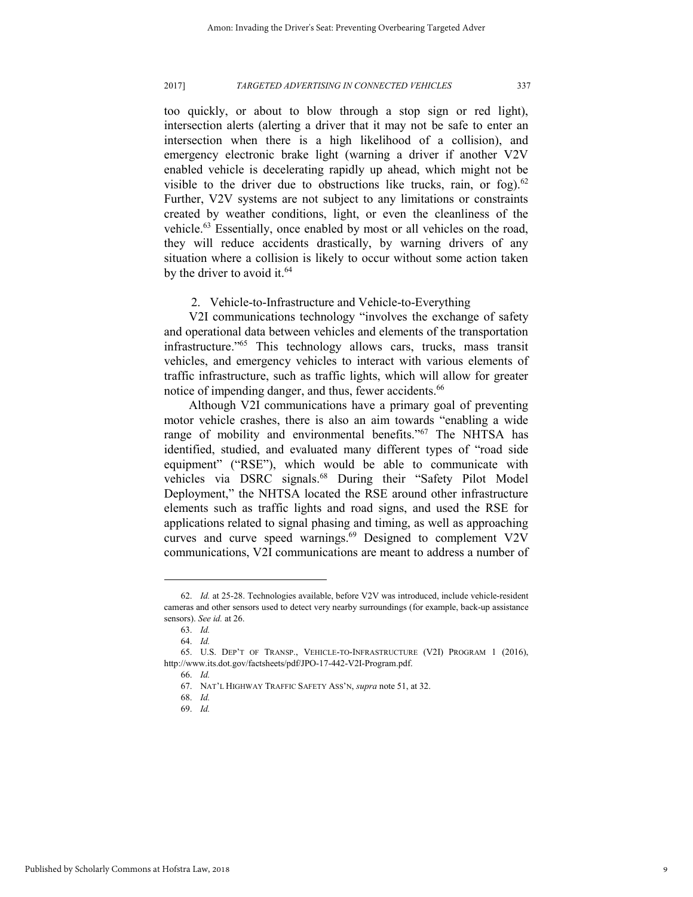too quickly, or about to blow through a stop sign or red light), intersection alerts (alerting a driver that it may not be safe to enter an intersection when there is a high likelihood of a collision), and emergency electronic brake light (warning a driver if another V2V enabled vehicle is decelerating rapidly up ahead, which might not be visible to the driver due to obstructions like trucks, rain, or fog).[62] Further, V2V systems are not subject to any limitations or constraints created by weather conditions, light, or even the cleanliness of the vehicle.[63] Essentially, once enabled by most or all vehicles on the road, they will reduce accidents drastically, by warning drivers of any situation where a collision is likely to occur without some action taken by the driver to avoid it.[64]

### 2. Vehicle-to-Infrastructure and Vehicle-to-Everything

V2I communications technology "involves the exchange of safety and operational data between vehicles and elements of the transportation infrastructure."[65] This technology allows cars, trucks, mass transit vehicles, and emergency vehicles to interact with various elements of traffic infrastructure, such as traffic lights, which will allow for greater notice of impending danger, and thus, fewer accidents.[66]

Although V2I communications have a primary goal of preventing motor vehicle crashes, there is also an aim towards "enabling a wide range of mobility and environmental benefits."[67] The NHTSA has identified, studied, and evaluated many different types of "road side equipment" ("RSE"), which would be able to communicate with vehicles via DSRC signals.[68] During their "Safety Pilot Model Deployment," the NHTSA located the RSE around other infrastructure elements such as traffic lights and road signs, and used the RSE for applications related to signal phasing and timing, as well as approaching curves and curve speed warnings.[69] Designed to complement V2V communications, V2I communications are meant to address a number of

---

62. *Id.* at 25-28. Technologies available, before V2V was introduced, include vehicle-resident cameras and other sensors used to detect very nearby surroundings (for example, back-up assistance sensors). *See id.* at 26.

63. *Id.*

64. *Id.*

65. U.S. DEP'T OF TRANSP., VEHICLE-TO-INFRASTRUCTURE (V2I) PROGRAM 1 (2016), http://www.its.dot.gov/factsheets/pdf/JPO-17-442-V2I-Program.pdf.

66. *Id.*

67. NAT'L HIGHWAY TRAFFIC SAFETY ASS'N, *supra* note 51, at 32.

68. *Id.*

69. *Id.*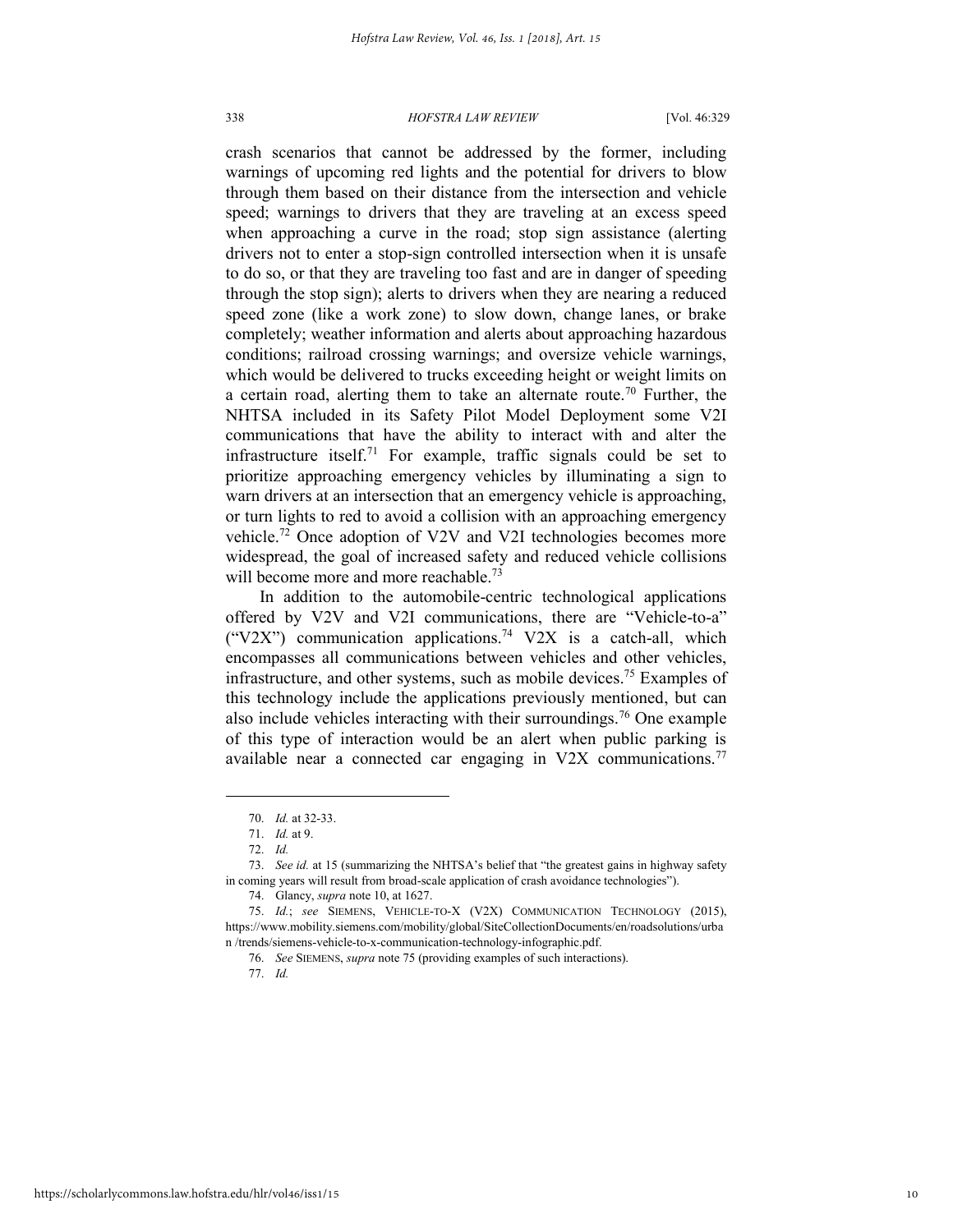crash scenarios that cannot be addressed by the former, including warnings of upcoming red lights and the potential for drivers to blow through them based on their distance from the intersection and vehicle speed; warnings to drivers that they are traveling at an excess speed when approaching a curve in the road; stop sign assistance (alerting drivers not to enter a stop-sign controlled intersection when it is unsafe to do so, or that they are traveling too fast and are in danger of speeding through the stop sign); alerts to drivers when they are nearing a reduced speed zone (like a work zone) to slow down, change lanes, or brake completely; weather information and alerts about approaching hazardous conditions; railroad crossing warnings; and oversize vehicle warnings, which would be delivered to trucks exceeding height or weight limits on a certain road, alerting them to take an alternate route.[70] Further, the NHTSA included in its Safety Pilot Model Deployment some V2I communications that have the ability to interact with and alter the infrastructure itself.[71] For example, traffic signals could be set to prioritize approaching emergency vehicles by illuminating a sign to warn drivers at an intersection that an emergency vehicle is approaching, or turn lights to red to avoid a collision with an approaching emergency vehicle.[72] Once adoption of V2V and V2I technologies becomes more widespread, the goal of increased safety and reduced vehicle collisions will become more and more reachable.[73]

In addition to the automobile-centric technological applications offered by V2V and V2I communications, there are "Vehicle-to-a" ("V2X") communication applications.[74] V2X is a catch-all, which encompasses all communications between vehicles and other vehicles, infrastructure, and other systems, such as mobile devices.[75] Examples of this technology include the applications previously mentioned, but can also include vehicles interacting with their surroundings.[76] One example of this type of interaction would be an alert when public parking is available near a connected car engaging in V2X communications.[77]

---

70. *Id.* at 32-33.

71. *Id.* at 9.

72. *Id.*

73. *See id.* at 15 (summarizing the NHTSA's belief that "the greatest gains in highway safety in coming years will result from broad-scale application of crash avoidance technologies").

74. Glancy, *supra* note 10, at 1627.

75. *Id.*; *see* SIEMENS, VEHICLE-TO-X (V2X) COMMUNICATION TECHNOLOGY (2015), https://www.mobility.siemens.com/mobility/global/SiteCollectionDocuments/en/roadsolutions/urban /trends/siemens-vehicle-to-x-communication-technology-infographic.pdf.

76. *See* SIEMENS, *supra* note 75 (providing examples of such interactions).

77. *Id.*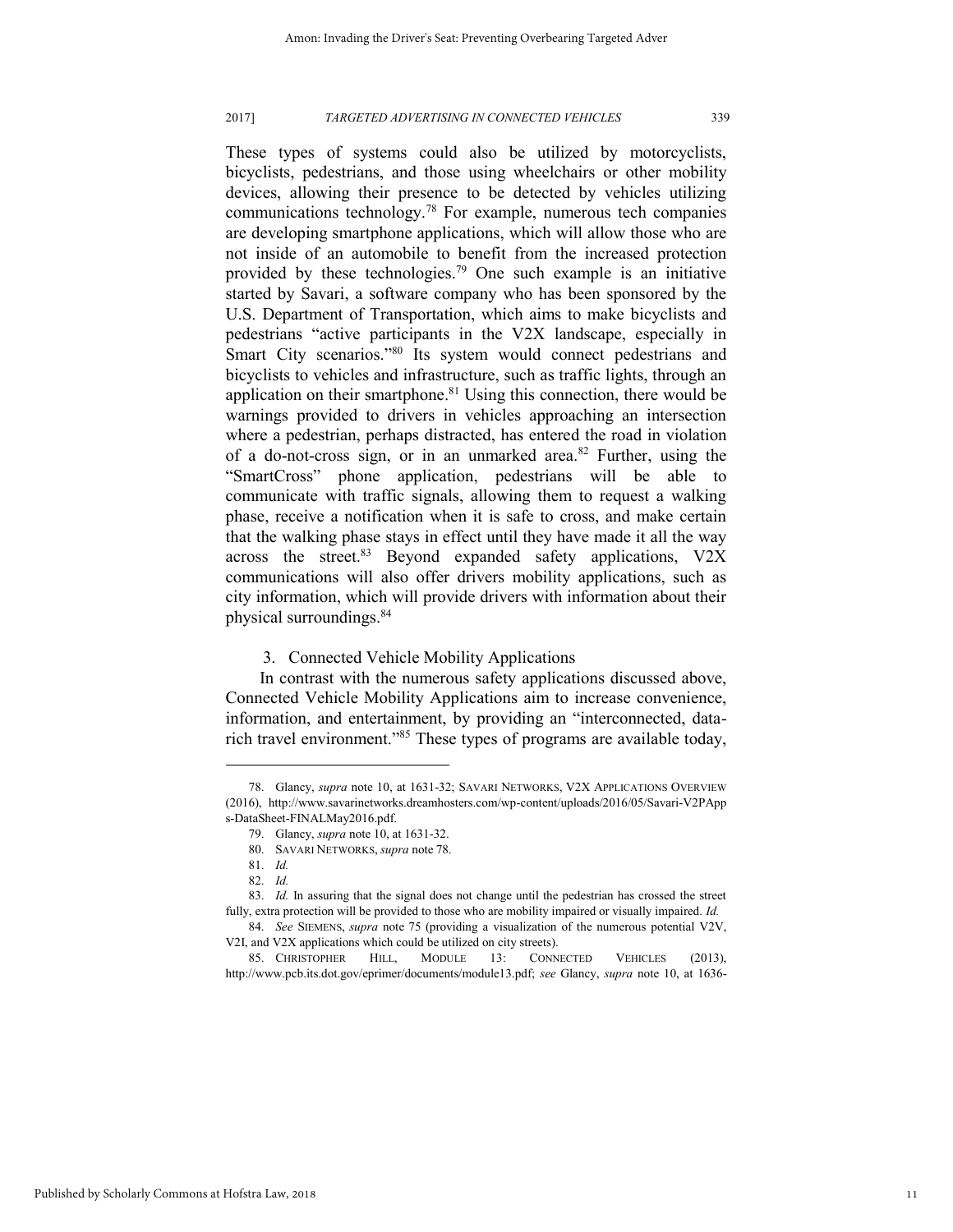These types of systems could also be utilized by motorcyclists, bicyclists, pedestrians, and those using wheelchairs or other mobility devices, allowing their presence to be detected by vehicles utilizing communications technology.[78] For example, numerous tech companies are developing smartphone applications, which will allow those who are not inside of an automobile to benefit from the increased protection provided by these technologies.[79] One such example is an initiative started by Savari, a software company who has been sponsored by the U.S. Department of Transportation, which aims to make bicyclists and pedestrians "active participants in the V2X landscape, especially in Smart City scenarios."[80] Its system would connect pedestrians and bicyclists to vehicles and infrastructure, such as traffic lights, through an application on their smartphone.[81] Using this connection, there would be warnings provided to drivers in vehicles approaching an intersection where a pedestrian, perhaps distracted, has entered the road in violation of a do-not-cross sign, or in an unmarked area.[82] Further, using the "SmartCross" phone application, pedestrians will be able to communicate with traffic signals, allowing them to request a walking phase, receive a notification when it is safe to cross, and make certain that the walking phase stays in effect until they have made it all the way across the street.[83] Beyond expanded safety applications, V2X communications will also offer drivers mobility applications, such as city information, which will provide drivers with information about their physical surroundings.[84]

### 3. Connected Vehicle Mobility Applications

In contrast with the numerous safety applications discussed above, Connected Vehicle Mobility Applications aim to increase convenience, information, and entertainment, by providing an "interconnected, data-rich travel environment."[85] These types of programs are available today,

---

78. Glancy, *supra* note 10, at 1631-32; SAVARI NETWORKS, V2X APPLICATIONS OVERVIEW (2016), http://www.savarinetworks.dreamhosters.com/wp-content/uploads/2016/05/Savari-V2PApps-DataSheet-FINALMay2016.pdf.

79. Glancy, *supra* note 10, at 1631-32.

80. SAVARI NETWORKS, *supra* note 78.

81. *Id.*

82. *Id.*

83. *Id.* In assuring that the signal does not change until the pedestrian has crossed the street fully, extra protection will be provided to those who are mobility impaired or visually impaired. *Id.*

84. *See* SIEMENS, *supra* note 75 (providing a visualization of the numerous potential V2V, V2I, and V2X applications which could be utilized on city streets).

85. CHRISTOPHER HILL, MODULE 13: CONNECTED VEHICLES (2013), http://www.pcb.its.dot.gov/eprimer/documents/module13.pdf; *see* Glancy, *supra* note 10, at 1636-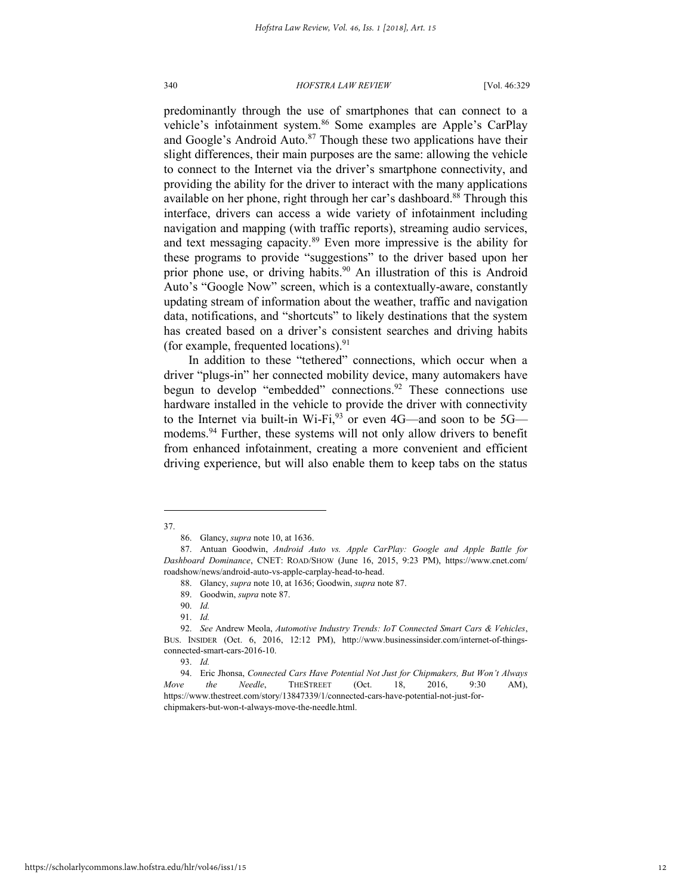predominantly through the use of smartphones that can connect to a vehicle's infotainment system.[86] Some examples are Apple's CarPlay and Google's Android Auto.[87] Though these two applications have their slight differences, their main purposes are the same: allowing the vehicle to connect to the Internet via the driver's smartphone connectivity, and providing the ability for the driver to interact with the many applications available on her phone, right through her car's dashboard.[88] Through this interface, drivers can access a wide variety of infotainment including navigation and mapping (with traffic reports), streaming audio services, and text messaging capacity.[89] Even more impressive is the ability for these programs to provide "suggestions" to the driver based upon her prior phone use, or driving habits.[90] An illustration of this is Android Auto's "Google Now" screen, which is a contextually-aware, constantly updating stream of information about the weather, traffic and navigation data, notifications, and "shortcuts" to likely destinations that the system has created based on a driver's consistent searches and driving habits (for example, frequented locations).[91]

In addition to these "tethered" connections, which occur when a driver "plugs-in" her connected mobility device, many automakers have begun to develop "embedded" connections.[92] These connections use hardware installed in the vehicle to provide the driver with connectivity to the Internet via built-in Wi-Fi,[93] or even 4G—and soon to be 5G—modems.[94] Further, these systems will not only allow drivers to benefit from enhanced infotainment, creating a more convenient and efficient driving experience, but will also enable them to keep tabs on the status

---

37.

86. Glancy, *supra* note 10, at 1636.

87. Antuan Goodwin, *Android Auto vs. Apple CarPlay: Google and Apple Battle for Dashboard Dominance*, CNET: ROAD/SHOW (June 16, 2015, 9:23 PM), https://www.cnet.com/roadshow/news/android-auto-vs-apple-carplay-head-to-head.

88. Glancy, *supra* note 10, at 1636; Goodwin, *supra* note 87.

89. Goodwin, *supra* note 87.

90. *Id.*

91. *Id.*

92. *See* Andrew Meola, *Automotive Industry Trends: IoT Connected Smart Cars & Vehicles*, BUS. INSIDER (Oct. 6, 2016, 12:12 PM), http://www.businessinsider.com/internet-of-things-connected-smart-cars-2016-10.

93. *Id.*

94. Eric Jhonsa, *Connected Cars Have Potential Not Just for Chipmakers, But Won't Always Move the Needle*, THESTREET (Oct. 18, 2016, 9:30 AM), https://www.thestreet.com/story/13847339/1/connected-cars-have-potential-not-just-for-chipmakers-but-won-t-always-move-the-needle.html.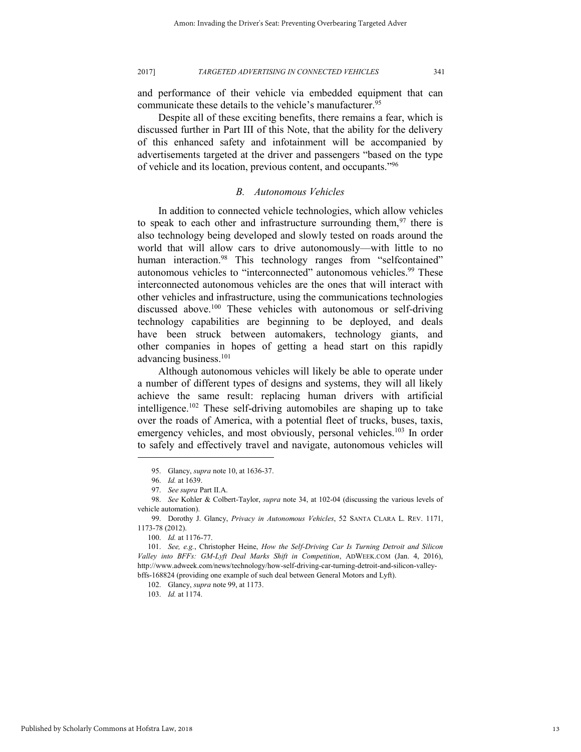and performance of their vehicle via embedded equipment that can communicate these details to the vehicle's manufacturer.[95]

Despite all of these exciting benefits, there remains a fear, which is discussed further in Part III of this Note, that the ability for the delivery of this enhanced safety and infotainment will be accompanied by advertisements targeted at the driver and passengers "based on the type of vehicle and its location, previous content, and occupants."[96]

### *B. Autonomous Vehicles*

In addition to connected vehicle technologies, which allow vehicles to speak to each other and infrastructure surrounding them,[97] there is also technology being developed and slowly tested on roads around the world that will allow cars to drive autonomously—with little to no human interaction.[98] This technology ranges from "selfcontained" autonomous vehicles to "interconnected" autonomous vehicles.[99] These interconnected autonomous vehicles are the ones that will interact with other vehicles and infrastructure, using the communications technologies discussed above.[100] These vehicles with autonomous or self-driving technology capabilities are beginning to be deployed, and deals have been struck between automakers, technology giants, and other companies in hopes of getting a head start on this rapidly advancing business.[101]

Although autonomous vehicles will likely be able to operate under a number of different types of designs and systems, they will all likely achieve the same result: replacing human drivers with artificial intelligence.[102] These self-driving automobiles are shaping up to take over the roads of America, with a potential fleet of trucks, buses, taxis, emergency vehicles, and most obviously, personal vehicles.[103] In order to safely and effectively travel and navigate, autonomous vehicles will

---

95. Glancy, *supra* note 10, at 1636-37.

96. *Id.* at 1639.

97. *See supra* Part II.A.

98. *See* Kohler & Colbert-Taylor, *supra* note 34, at 102-04 (discussing the various levels of vehicle automation).

99. Dorothy J. Glancy, *Privacy in Autonomous Vehicles*, 52 SANTA CLARA L. REV. 1171, 1173-78 (2012).

100. *Id.* at 1176-77.

101. *See, e.g.*, Christopher Heine, *How the Self-Driving Car Is Turning Detroit and Silicon Valley into BFFs: GM-Lyft Deal Marks Shift in Competition*, ADWEEK.COM (Jan. 4, 2016), http://www.adweek.com/news/technology/how-self-driving-car-turning-detroit-and-silicon-valley-bffs-168824 (providing one example of such deal between General Motors and Lyft).

102. Glancy, *supra* note 99, at 1173.

103. *Id.* at 1174.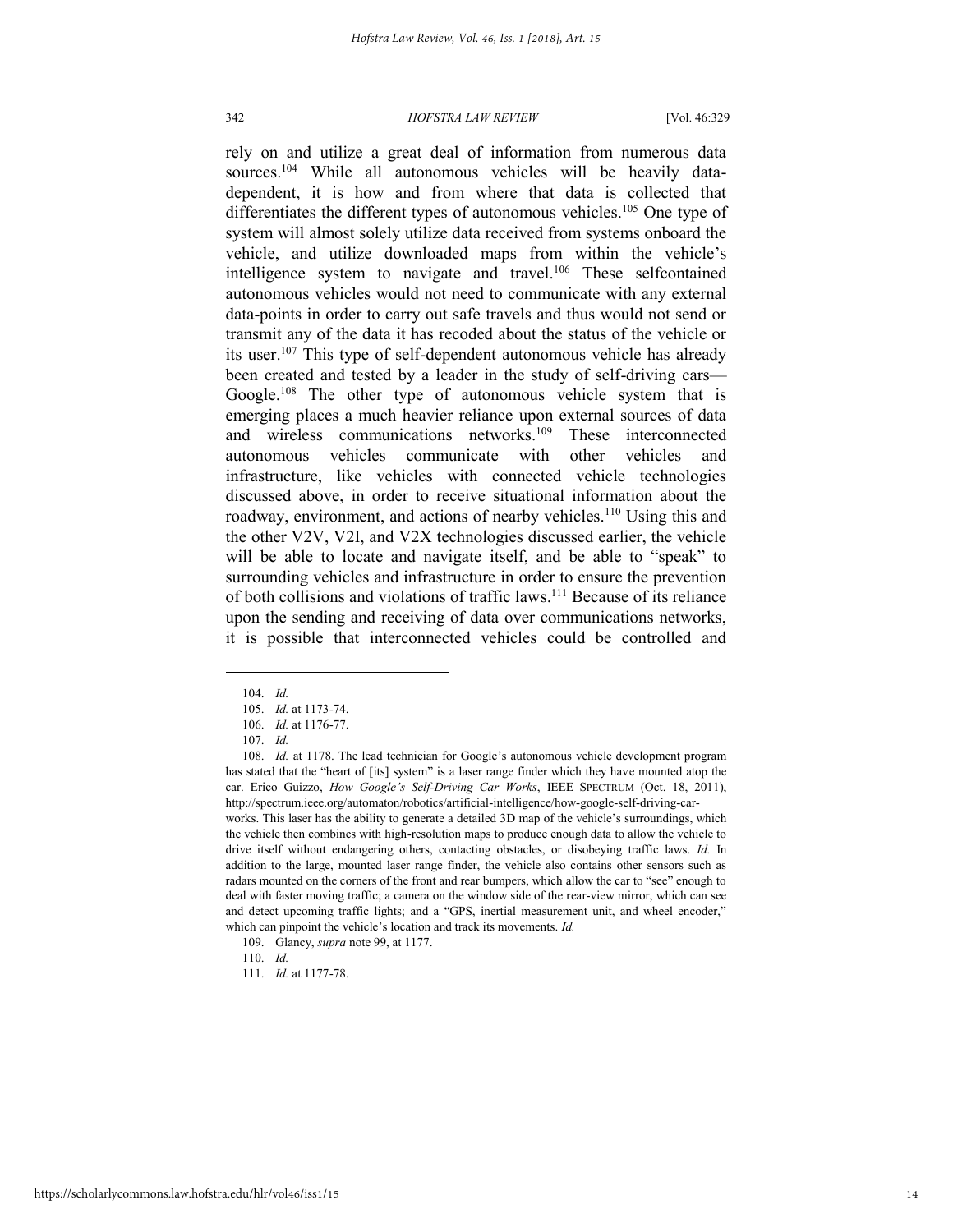rely on and utilize a great deal of information from numerous data sources.[104] While all autonomous vehicles will be heavily data-dependent, it is how and from where that data is collected that differentiates the different types of autonomous vehicles.[105] One type of system will almost solely utilize data received from systems onboard the vehicle, and utilize downloaded maps from within the vehicle's intelligence system to navigate and travel.[106] These selfcontained autonomous vehicles would not need to communicate with any external data-points in order to carry out safe travels and thus would not send or transmit any of the data it has recoded about the status of the vehicle or its user.[107] This type of self-dependent autonomous vehicle has already been created and tested by a leader in the study of self-driving cars—Google.[108] The other type of autonomous vehicle system that is emerging places a much heavier reliance upon external sources of data and wireless communications networks.[109] These interconnected autonomous vehicles communicate with other vehicles and infrastructure, like vehicles with connected vehicle technologies discussed above, in order to receive situational information about the roadway, environment, and actions of nearby vehicles.[110] Using this and the other V2V, V2I, and V2X technologies discussed earlier, the vehicle will be able to locate and navigate itself, and be able to "speak" to surrounding vehicles and infrastructure in order to ensure the prevention of both collisions and violations of traffic laws.[111] Because of its reliance upon the sending and receiving of data over communications networks, it is possible that interconnected vehicles could be controlled and

---

104. *Id.*

105. *Id.* at 1173-74.

106. *Id.* at 1176-77.

107. *Id.*

108. *Id.* at 1178. The lead technician for Google's autonomous vehicle development program has stated that the "heart of [its] system" is a laser range finder which they have mounted atop the car. Erico Guizzo, *How Google's Self-Driving Car Works*, IEEE SPECTRUM (Oct. 18, 2011), http://spectrum.ieee.org/automaton/robotics/artificial-intelligence/how-google-self-driving-car-works. This laser has the ability to generate a detailed 3D map of the vehicle's surroundings, which the vehicle then combines with high-resolution maps to produce enough data to allow the vehicle to drive itself without endangering others, contacting obstacles, or disobeying traffic laws. *Id.* In addition to the large, mounted laser range finder, the vehicle also contains other sensors such as radars mounted on the corners of the front and rear bumpers, which allow the car to "see" enough to deal with faster moving traffic; a camera on the window side of the rear-view mirror, which can see and detect upcoming traffic lights; and a "GPS, inertial measurement unit, and wheel encoder," which can pinpoint the vehicle's location and track its movements. *Id.*

109. Glancy, *supra* note 99, at 1177.

110. *Id.*

111. *Id.* at 1177-78.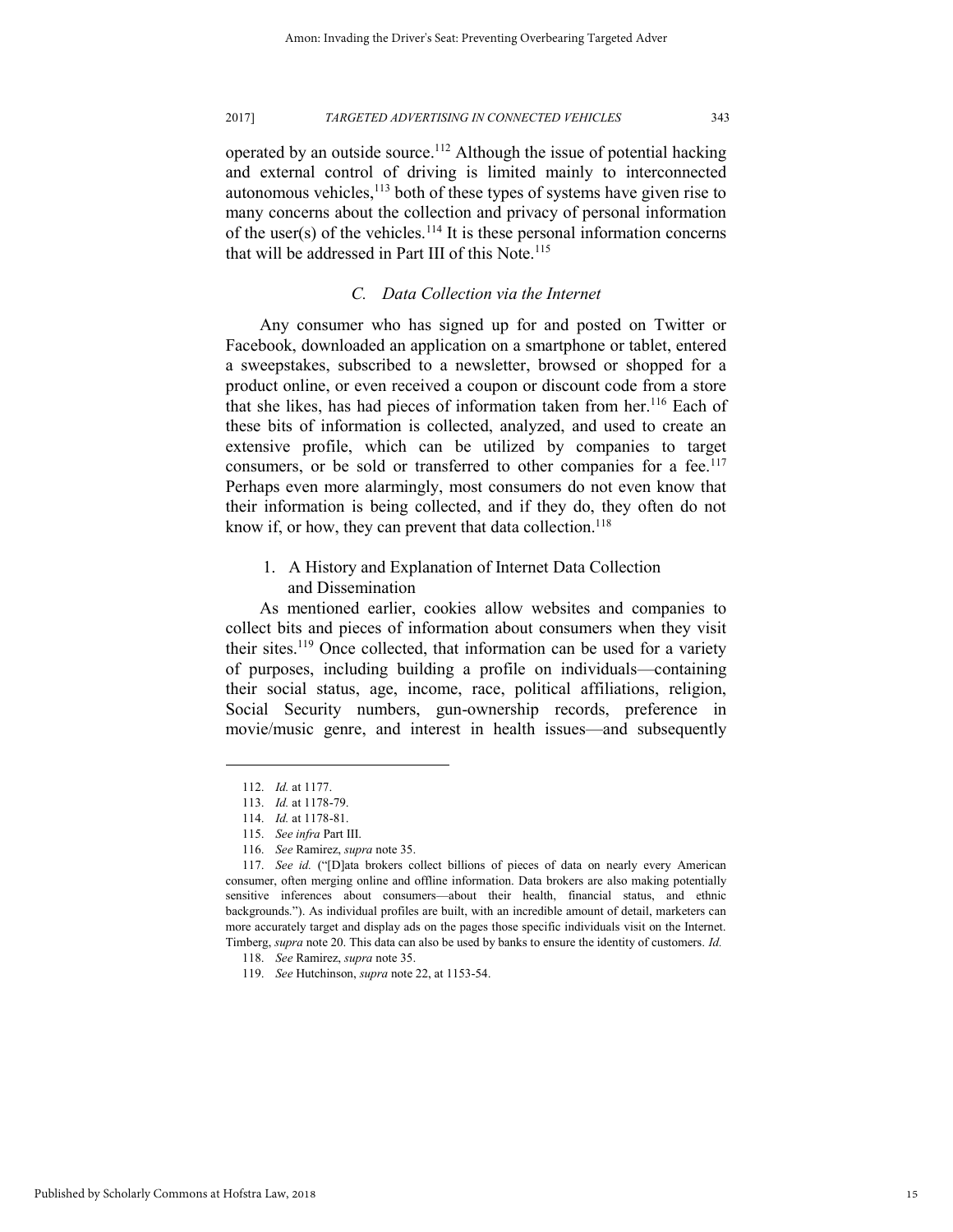operated by an outside source.[112] Although the issue of potential hacking and external control of driving is limited mainly to interconnected autonomous vehicles,[113] both of these types of systems have given rise to many concerns about the collection and privacy of personal information of the user(s) of the vehicles.[114] It is these personal information concerns that will be addressed in Part III of this Note.[115]

### *C. Data Collection via the Internet*

Any consumer who has signed up for and posted on Twitter or Facebook, downloaded an application on a smartphone or tablet, entered a sweepstakes, subscribed to a newsletter, browsed or shopped for a product online, or even received a coupon or discount code from a store that she likes, has had pieces of information taken from her.[116] Each of these bits of information is collected, analyzed, and used to create an extensive profile, which can be utilized by companies to target consumers, or be sold or transferred to other companies for a fee.[117] Perhaps even more alarmingly, most consumers do not even know that their information is being collected, and if they do, they often do not know if, or how, they can prevent that data collection.[118]

#### 1. A History and Explanation of Internet Data Collection and Dissemination

As mentioned earlier, cookies allow websites and companies to collect bits and pieces of information about consumers when they visit their sites.[119] Once collected, that information can be used for a variety of purposes, including building a profile on individuals—containing their social status, age, income, race, political affiliations, religion, Social Security numbers, gun-ownership records, preference in movie/music genre, and interest in health issues—and subsequently

---

112. *Id.* at 1177.

113. *Id.* at 1178-79.

114. *Id.* at 1178-81.

115. *See infra* Part III.

116. *See* Ramirez, *supra* note 35.

117. *See id.* ("[D]ata brokers collect billions of pieces of data on nearly every American consumer, often merging online and offline information. Data brokers are also making potentially sensitive inferences about consumers—about their health, financial status, and ethnic backgrounds."). As individual profiles are built, with an incredible amount of detail, marketers can more accurately target and display ads on the pages those specific individuals visit on the Internet. Timberg, *supra* note 20. This data can also be used by banks to ensure the identity of customers. *Id.*

118. *See* Ramirez, *supra* note 35.

119. *See* Hutchinson, *supra* note 22, at 1153-54.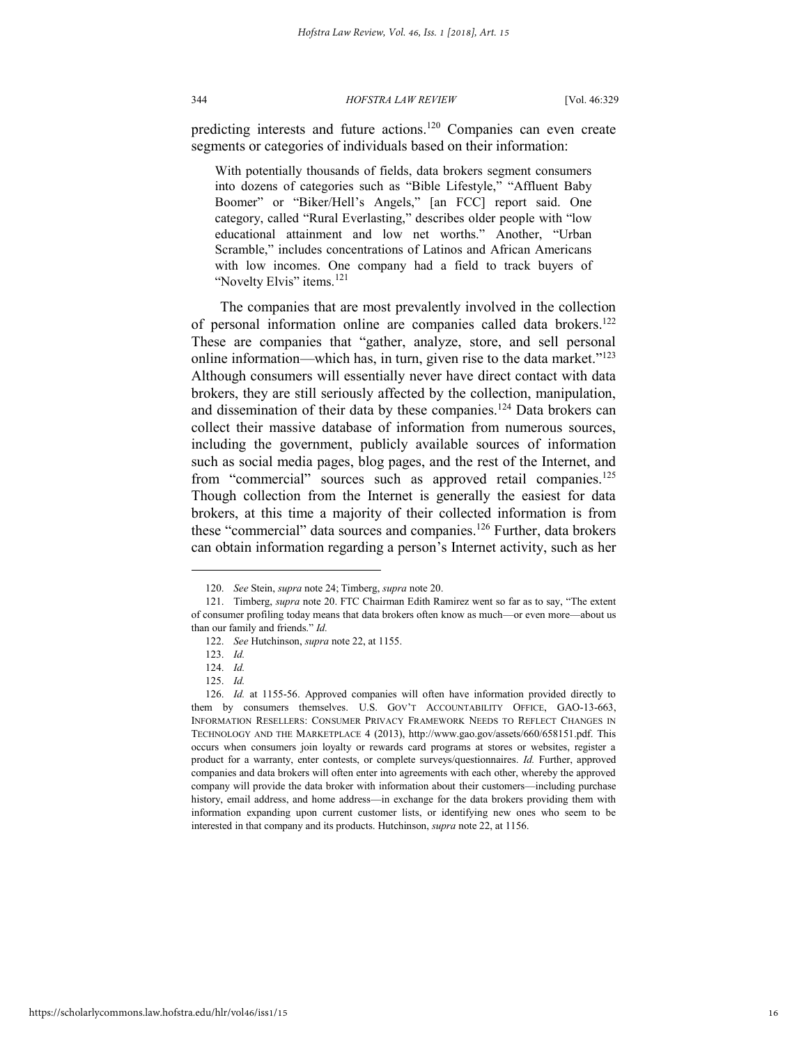predicting interests and future actions.[120] Companies can even create segments or categories of individuals based on their information:

> With potentially thousands of fields, data brokers segment consumers into dozens of categories such as "Bible Lifestyle," "Affluent Baby Boomer" or "Biker/Hell's Angels," [an FCC] report said. One category, called "Rural Everlasting," describes older people with "low educational attainment and low net worths." Another, "Urban Scramble," includes concentrations of Latinos and African Americans with low incomes. One company had a field to track buyers of "Novelty Elvis" items.[121]

The companies that are most prevalently involved in the collection of personal information online are companies called data brokers.[122] These are companies that "gather, analyze, store, and sell personal online information—which has, in turn, given rise to the data market."[123] Although consumers will essentially never have direct contact with data brokers, they are still seriously affected by the collection, manipulation, and dissemination of their data by these companies.[124] Data brokers can collect their massive database of information from numerous sources, including the government, publicly available sources of information such as social media pages, blog pages, and the rest of the Internet, and from "commercial" sources such as approved retail companies.[125] Though collection from the Internet is generally the easiest for data brokers, at this time a majority of their collected information is from these "commercial" data sources and companies.[126] Further, data brokers can obtain information regarding a person's Internet activity, such as her

---

120. *See* Stein, *supra* note 24; Timberg, *supra* note 20.

121. Timberg, *supra* note 20. FTC Chairman Edith Ramirez went so far as to say, "The extent of consumer profiling today means that data brokers often know as much—or even more—about us than our family and friends." *Id.*

122. *See* Hutchinson, *supra* note 22, at 1155.

123. *Id.*

124. *Id.*

125. *Id.*

126. *Id.* at 1155-56. Approved companies will often have information provided directly to them by consumers themselves. U.S. GOV'T ACCOUNTABILITY OFFICE, GAO-13-663, INFORMATION RESELLERS: CONSUMER PRIVACY FRAMEWORK NEEDS TO REFLECT CHANGES IN TECHNOLOGY AND THE MARKETPLACE 4 (2013), http://www.gao.gov/assets/660/658151.pdf. This occurs when consumers join loyalty or rewards card programs at stores or websites, register a product for a warranty, enter contests, or complete surveys/questionnaires. *Id.* Further, approved companies and data brokers will often enter into agreements with each other, whereby the approved company will provide the data broker with information about their customers—including purchase history, email address, and home address—in exchange for the data brokers providing them with information expanding upon current customer lists, or identifying new ones who seem to be interested in that company and its products. Hutchinson, *supra* note 22, at 1156.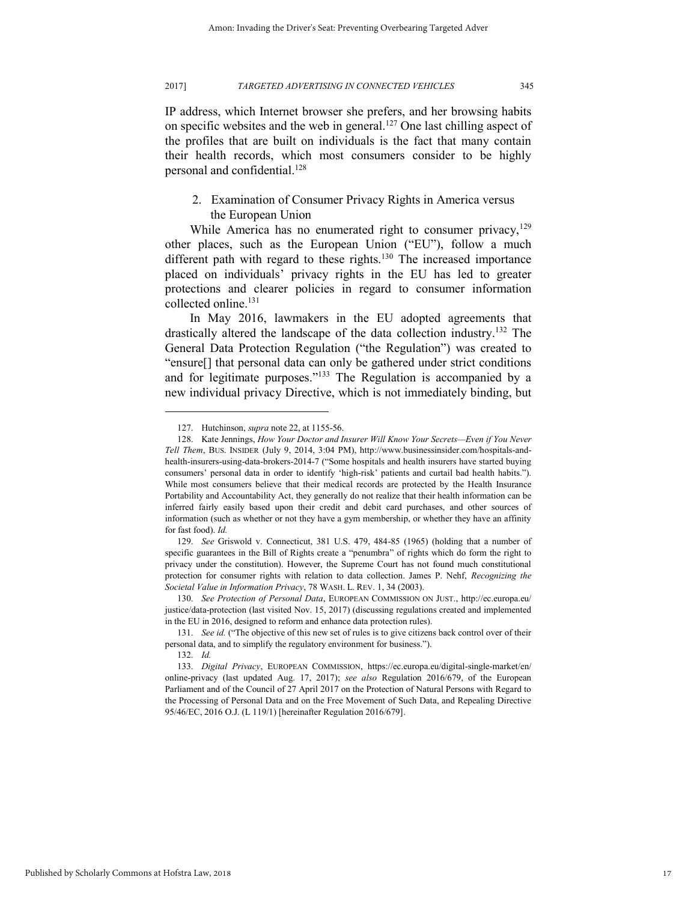IP address, which Internet browser she prefers, and her browsing habits on specific websites and the web in general.[127] One last chilling aspect of the profiles that are built on individuals is the fact that many contain their health records, which most consumers consider to be highly personal and confidential.[128]

### 2. Examination of Consumer Privacy Rights in America versus the European Union

While America has no enumerated right to consumer privacy,[129] other places, such as the European Union ("EU"), follow a much different path with regard to these rights.[130] The increased importance placed on individuals' privacy rights in the EU has led to greater protections and clearer policies in regard to consumer information collected online.[131]

In May 2016, lawmakers in the EU adopted agreements that drastically altered the landscape of the data collection industry.[132] The General Data Protection Regulation ("the Regulation") was created to "ensure[] that personal data can only be gathered under strict conditions and for legitimate purposes."[133] The Regulation is accompanied by a new individual privacy Directive, which is not immediately binding, but

---

127. Hutchinson, *supra* note 22, at 1155-56.

128. Kate Jennings, *How Your Doctor and Insurer Will Know Your Secrets—Even if You Never Tell Them*, BUS. INSIDER (July 9, 2014, 3:04 PM), http://www.businessinsider.com/hospitals-and-health-insurers-using-data-brokers-2014-7 ("Some hospitals and health insurers have started buying consumers' personal data in order to identify 'high-risk' patients and curtail bad health habits."). While most consumers believe that their medical records are protected by the Health Insurance Portability and Accountability Act, they generally do not realize that their health information can be inferred fairly easily based upon their credit and debit card purchases, and other sources of information (such as whether or not they have a gym membership, or whether they have an affinity for fast food). *Id.*

129. *See* Griswold v. Connecticut, 381 U.S. 479, 484-85 (1965) (holding that a number of specific guarantees in the Bill of Rights create a "penumbra" of rights which do form the right to privacy under the constitution). However, the Supreme Court has not found much constitutional protection for consumer rights with relation to data collection. James P. Nehf, *Recognizing the Societal Value in Information Privacy*, 78 WASH. L. REV. 1, 34 (2003).

130. *See Protection of Personal Data*, EUROPEAN COMMISSION ON JUST., http://ec.europa.eu/justice/data-protection (last visited Nov. 15, 2017) (discussing regulations created and implemented in the EU in 2016, designed to reform and enhance data protection rules).

131. *See id.* ("The objective of this new set of rules is to give citizens back control over of their personal data, and to simplify the regulatory environment for business.").

132. *Id.*

133. *Digital Privacy*, EUROPEAN COMMISSION, https://ec.europa.eu/digital-single-market/en/online-privacy (last updated Aug. 17, 2017); *see also* Regulation 2016/679, of the European Parliament and of the Council of 27 April 2017 on the Protection of Natural Persons with Regard to the Processing of Personal Data and on the Free Movement of Such Data, and Repealing Directive 95/46/EC, 2016 O.J. (L 119/1) [hereinafter Regulation 2016/679].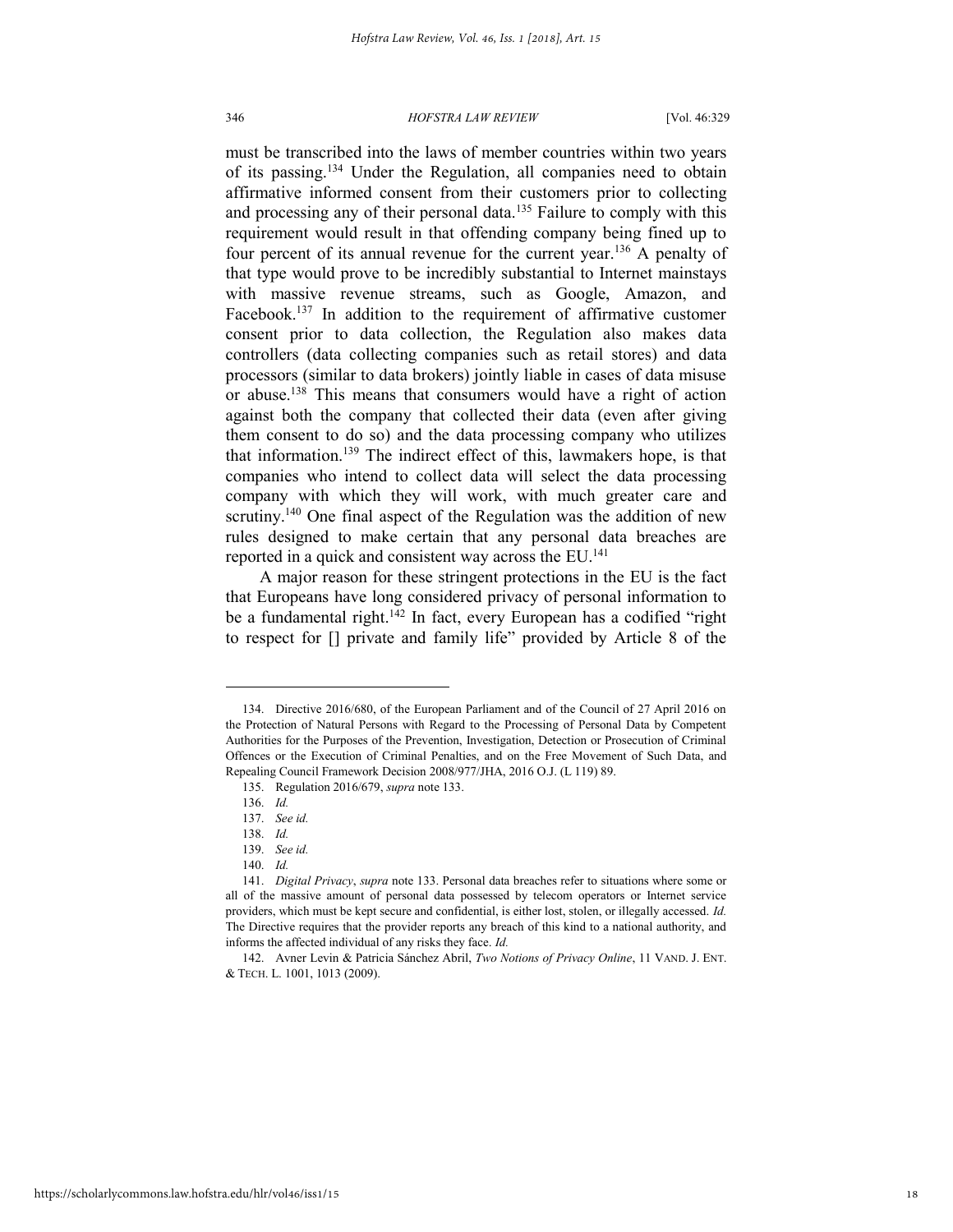must be transcribed into the laws of member countries within two years of its passing.[134] Under the Regulation, all companies need to obtain affirmative informed consent from their customers prior to collecting and processing any of their personal data.[135] Failure to comply with this requirement would result in that offending company being fined up to four percent of its annual revenue for the current year.[136] A penalty of that type would prove to be incredibly substantial to Internet mainstays with massive revenue streams, such as Google, Amazon, and Facebook.[137] In addition to the requirement of affirmative customer consent prior to data collection, the Regulation also makes data controllers (data collecting companies such as retail stores) and data processors (similar to data brokers) jointly liable in cases of data misuse or abuse.[138] This means that consumers would have a right of action against both the company that collected their data (even after giving them consent to do so) and the data processing company who utilizes that information.[139] The indirect effect of this, lawmakers hope, is that companies who intend to collect data will select the data processing company with which they will work, with much greater care and scrutiny.[140] One final aspect of the Regulation was the addition of new rules designed to make certain that any personal data breaches are reported in a quick and consistent way across the EU.[141]

A major reason for these stringent protections in the EU is the fact that Europeans have long considered privacy of personal information to be a fundamental right.[142] In fact, every European has a codified "right to respect for [] private and family life" provided by Article 8 of the

---

134. Directive 2016/680, of the European Parliament and of the Council of 27 April 2016 on the Protection of Natural Persons with Regard to the Processing of Personal Data by Competent Authorities for the Purposes of the Prevention, Investigation, Detection or Prosecution of Criminal Offences or the Execution of Criminal Penalties, and on the Free Movement of Such Data, and Repealing Council Framework Decision 2008/977/JHA, 2016 O.J. (L 119) 89.

135. Regulation 2016/679, *supra* note 133.

136. *Id.*

137. *See id.*

138. *Id.*

139. *See id.*

140. *Id.*

141. *Digital Privacy*, *supra* note 133. Personal data breaches refer to situations where some or all of the massive amount of personal data possessed by telecom operators or Internet service providers, which must be kept secure and confidential, is either lost, stolen, or illegally accessed. *Id.* The Directive requires that the provider reports any breach of this kind to a national authority, and informs the affected individual of any risks they face. *Id.*

142. Avner Levin & Patricia Sánchez Abril, *Two Notions of Privacy Online*, 11 VAND. J. ENT. & TECH. L. 1001, 1013 (2009).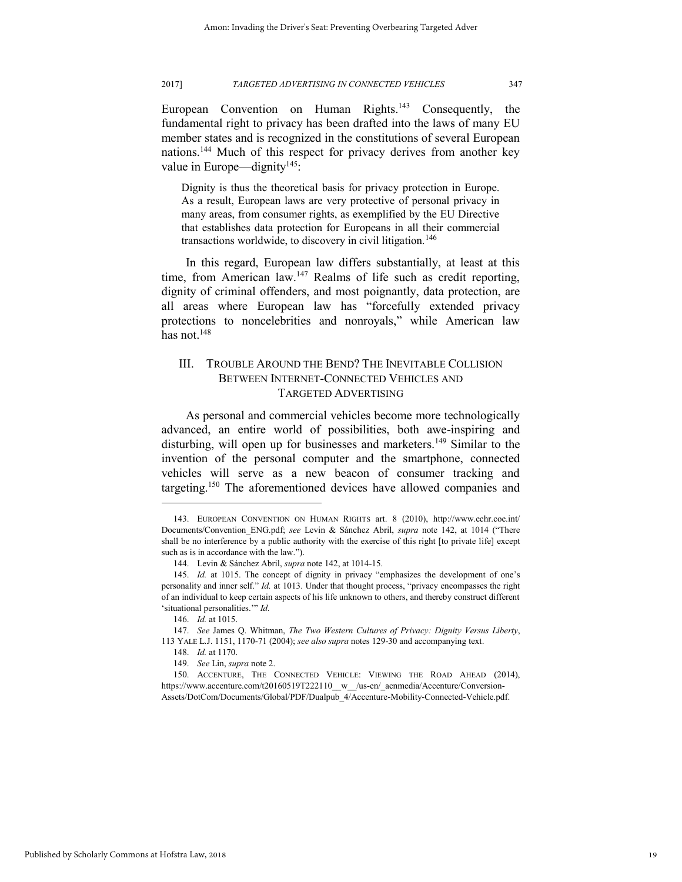European Convention on Human Rights.[143] Consequently, the fundamental right to privacy has been drafted into the laws of many EU member states and is recognized in the constitutions of several European nations.[144] Much of this respect for privacy derives from another key value in Europe—dignity[145]:

> Dignity is thus the theoretical basis for privacy protection in Europe. As a result, European laws are very protective of personal privacy in many areas, from consumer rights, as exemplified by the EU Directive that establishes data protection for Europeans in all their commercial transactions worldwide, to discovery in civil litigation.[146]

In this regard, European law differs substantially, at least at this time, from American law.[147] Realms of life such as credit reporting, dignity of criminal offenders, and most poignantly, data protection, are all areas where European law has "forcefully extended privacy protections to noncelebrities and nonroyals," while American law has not.[148]

## III. TROUBLE AROUND THE BEND? THE INEVITABLE COLLISION BETWEEN INTERNET-CONNECTED VEHICLES AND TARGETED ADVERTISING

As personal and commercial vehicles become more technologically advanced, an entire world of possibilities, both awe-inspiring and disturbing, will open up for businesses and marketers.[149] Similar to the invention of the personal computer and the smartphone, connected vehicles will serve as a new beacon of consumer tracking and targeting.[150] The aforementioned devices have allowed companies and

---

143. EUROPEAN CONVENTION ON HUMAN RIGHTS art. 8 (2010), http://www.echr.coe.int/Documents/Convention_ENG.pdf; *see* Levin & Sánchez Abril, *supra* note 142, at 1014 ("There shall be no interference by a public authority with the exercise of this right [to private life] except such as is in accordance with the law.").

144. Levin & Sánchez Abril, *supra* note 142, at 1014-15.

145. *Id.* at 1015. The concept of dignity in privacy "emphasizes the development of one's personality and inner self." *Id.* at 1013. Under that thought process, "privacy encompasses the right of an individual to keep certain aspects of his life unknown to others, and thereby construct different 'situational personalities.'" *Id.*

146. *Id.* at 1015.

147. *See* James Q. Whitman, *The Two Western Cultures of Privacy: Dignity Versus Liberty*, 113 YALE L.J. 1151, 1170-71 (2004); *see also supra* notes 129-30 and accompanying text.

148. *Id.* at 1170.

149. *See* Lin, *supra* note 2.

150. ACCENTURE, THE CONNECTED VEHICLE: VIEWING THE ROAD AHEAD (2014), https://www.accenture.com/t20160519T222110__w__/us-en/_acnmedia/Accenture/Conversion-Assets/DotCom/Documents/Global/PDF/Dualpub_4/Accenture-Mobility-Connected-Vehicle.pdf.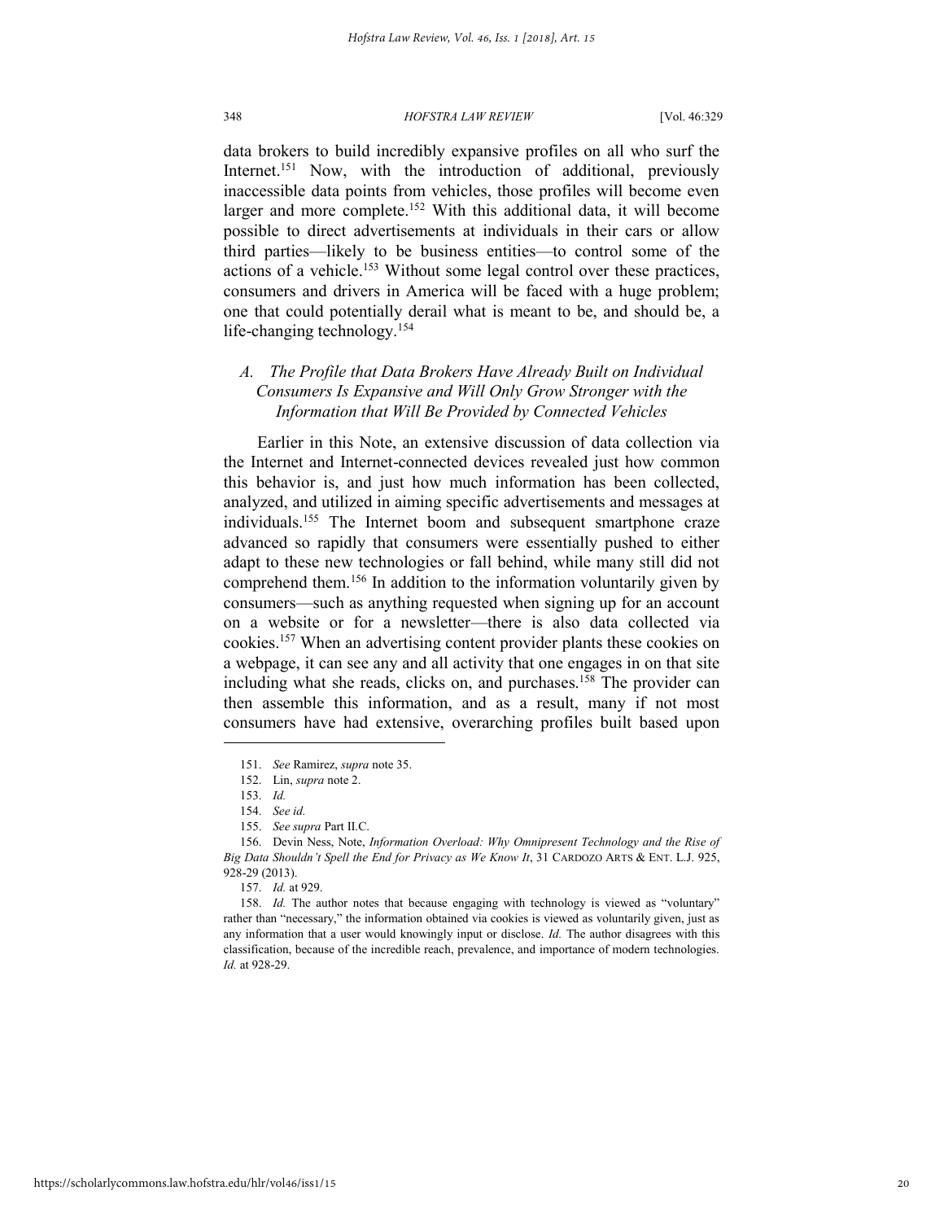data brokers to build incredibly expansive profiles on all who surf the Internet.[151] Now, with the introduction of additional, previously inaccessible data points from vehicles, those profiles will become even larger and more complete.[152] With this additional data, it will become possible to direct advertisements at individuals in their cars or allow third parties—likely to be business entities—to control some of the actions of a vehicle.[153] Without some legal control over these practices, consumers and drivers in America will be faced with a huge problem; one that could potentially derail what is meant to be, and should be, a life-changing technology.[154]

### *A. The Profile that Data Brokers Have Already Built on Individual Consumers Is Expansive and Will Only Grow Stronger with the Information that Will Be Provided by Connected Vehicles*

Earlier in this Note, an extensive discussion of data collection via the Internet and Internet-connected devices revealed just how common this behavior is, and just how much information has been collected, analyzed, and utilized in aiming specific advertisements and messages at individuals.[155] The Internet boom and subsequent smartphone craze advanced so rapidly that consumers were essentially pushed to either adapt to these new technologies or fall behind, while many still did not comprehend them.[156] In addition to the information voluntarily given by consumers—such as anything requested when signing up for an account on a website or for a newsletter—there is also data collected via cookies.[157] When an advertising content provider plants these cookies on a webpage, it can see any and all activity that one engages in on that site including what she reads, clicks on, and purchases.[158] The provider can then assemble this information, and as a result, many if not most consumers have had extensive, overarching profiles built based upon

---

151. *See* Ramirez, *supra* note 35.

152. Lin, *supra* note 2.

153. *Id.*

154. *See id.*

155. *See supra* Part II.C.

156. Devin Ness, Note, *Information Overload: Why Omnipresent Technology and the Rise of Big Data Shouldn't Spell the End for Privacy as We Know It*, 31 CARDOZO ARTS & ENT. L.J. 925, 928-29 (2013).

157. *Id.* at 929.

158. *Id.* The author notes that because engaging with technology is viewed as "voluntary" rather than "necessary," the information obtained via cookies is viewed as voluntarily given, just as any information that a user would knowingly input or disclose. *Id.* The author disagrees with this classification, because of the incredible reach, prevalence, and importance of modern technologies. *Id.* at 928-29.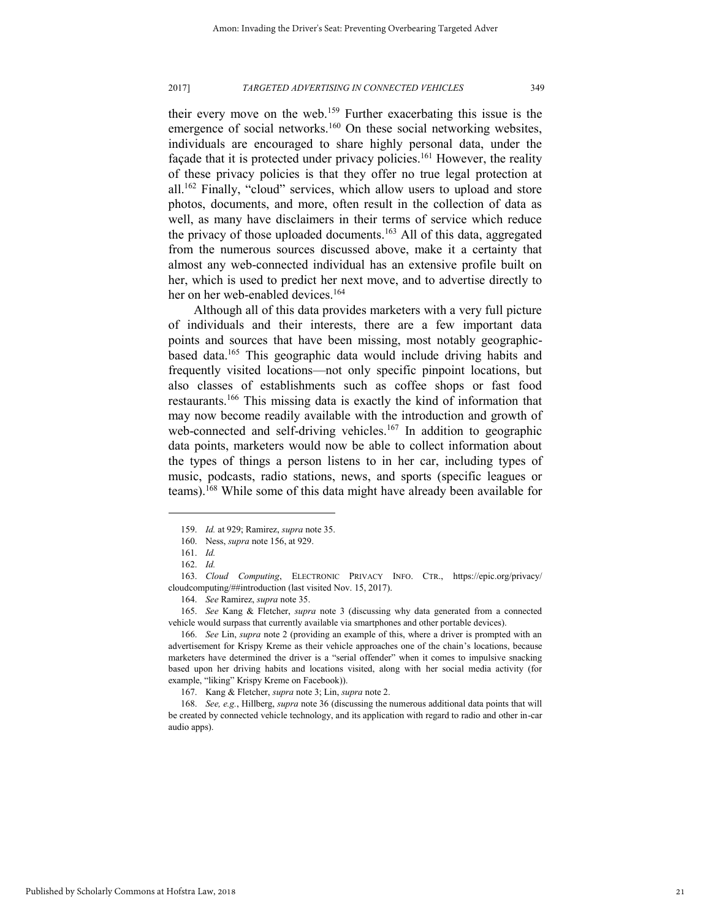their every move on the web.[159] Further exacerbating this issue is the emergence of social networks.[160] On these social networking websites, individuals are encouraged to share highly personal data, under the façade that it is protected under privacy policies.[161] However, the reality of these privacy policies is that they offer no true legal protection at all.[162] Finally, "cloud" services, which allow users to upload and store photos, documents, and more, often result in the collection of data as well, as many have disclaimers in their terms of service which reduce the privacy of those uploaded documents.[163] All of this data, aggregated from the numerous sources discussed above, make it a certainty that almost any web-connected individual has an extensive profile built on her, which is used to predict her next move, and to advertise directly to her on her web-enabled devices.[164]

Although all of this data provides marketers with a very full picture of individuals and their interests, there are a few important data points and sources that have been missing, most notably geographic-based data.[165] This geographic data would include driving habits and frequently visited locations—not only specific pinpoint locations, but also classes of establishments such as coffee shops or fast food restaurants.[166] This missing data is exactly the kind of information that may now become readily available with the introduction and growth of web-connected and self-driving vehicles.[167] In addition to geographic data points, marketers would now be able to collect information about the types of things a person listens to in her car, including types of music, podcasts, radio stations, news, and sports (specific leagues or teams).[168] While some of this data might have already been available for

---

159. *Id.* at 929; Ramirez, *supra* note 35.

160. Ness, *supra* note 156, at 929.

161. *Id.*

162. *Id.*

163. *Cloud Computing*, ELECTRONIC PRIVACY INFO. CTR., https://epic.org/privacy/cloudcomputing/##introduction (last visited Nov. 15, 2017).

164. *See* Ramirez, *supra* note 35.

165. *See* Kang & Fletcher, *supra* note 3 (discussing why data generated from a connected vehicle would surpass that currently available via smartphones and other portable devices).

166. *See* Lin, *supra* note 2 (providing an example of this, where a driver is prompted with an advertisement for Krispy Kreme as their vehicle approaches one of the chain's locations, because marketers have determined the driver is a "serial offender" when it comes to impulsive snacking based upon her driving habits and locations visited, along with her social media activity (for example, "liking" Krispy Kreme on Facebook)).

167. Kang & Fletcher, *supra* note 3; Lin, *supra* note 2.

168. *See, e.g.*, Hillberg, *supra* note 36 (discussing the numerous additional data points that will be created by connected vehicle technology, and its application with regard to radio and other in-car audio apps).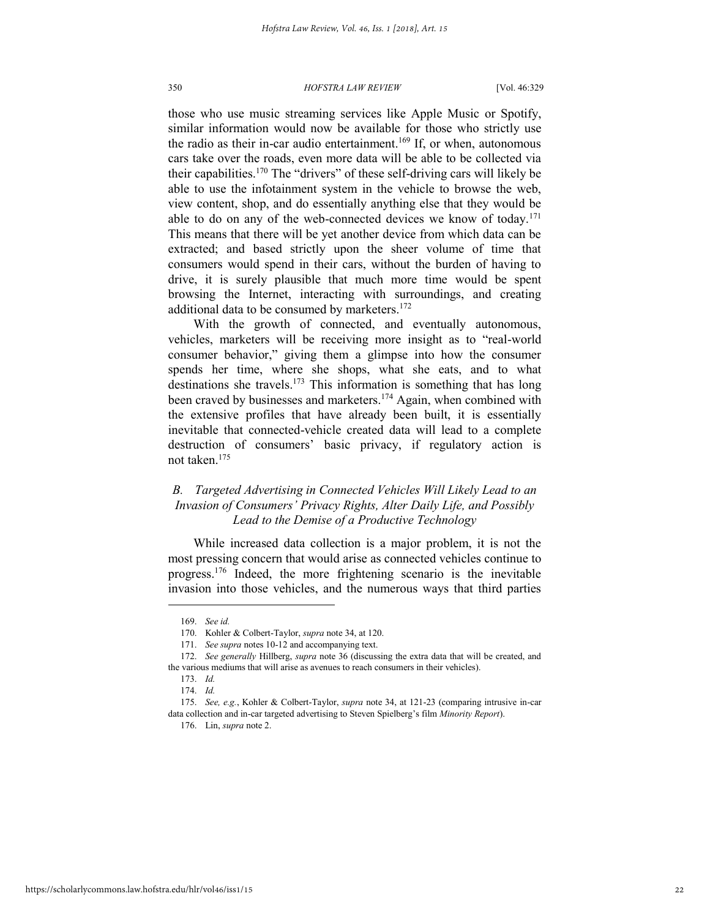those who use music streaming services like Apple Music or Spotify, similar information would now be available for those who strictly use the radio as their in-car audio entertainment.[169] If, or when, autonomous cars take over the roads, even more data will be able to be collected via their capabilities.[170] The "drivers" of these self-driving cars will likely be able to use the infotainment system in the vehicle to browse the web, view content, shop, and do essentially anything else that they would be able to do on any of the web-connected devices we know of today.[171] This means that there will be yet another device from which data can be extracted; and based strictly upon the sheer volume of time that consumers would spend in their cars, without the burden of having to drive, it is surely plausible that much more time would be spent browsing the Internet, interacting with surroundings, and creating additional data to be consumed by marketers.[172]

With the growth of connected, and eventually autonomous, vehicles, marketers will be receiving more insight as to "real-world consumer behavior," giving them a glimpse into how the consumer spends her time, where she shops, what she eats, and to what destinations she travels.[173] This information is something that has long been craved by businesses and marketers.[174] Again, when combined with the extensive profiles that have already been built, it is essentially inevitable that connected-vehicle created data will lead to a complete destruction of consumers' basic privacy, if regulatory action is not taken.[175]

### *B. Targeted Advertising in Connected Vehicles Will Likely Lead to an Invasion of Consumers' Privacy Rights, Alter Daily Life, and Possibly Lead to the Demise of a Productive Technology*

While increased data collection is a major problem, it is not the most pressing concern that would arise as connected vehicles continue to progress.[176] Indeed, the more frightening scenario is the inevitable invasion into those vehicles, and the numerous ways that third parties

---

169. *See id.*

170. Kohler & Colbert-Taylor, *supra* note 34, at 120.

171. *See supra* notes 10-12 and accompanying text.

172. *See generally* Hillberg, *supra* note 36 (discussing the extra data that will be created, and the various mediums that will arise as avenues to reach consumers in their vehicles).

173. *Id.*

174. *Id.*

175. *See, e.g.*, Kohler & Colbert-Taylor, *supra* note 34, at 121-23 (comparing intrusive in-car data collection and in-car targeted advertising to Steven Spielberg's film *Minority Report*).

176. Lin, *supra* note 2.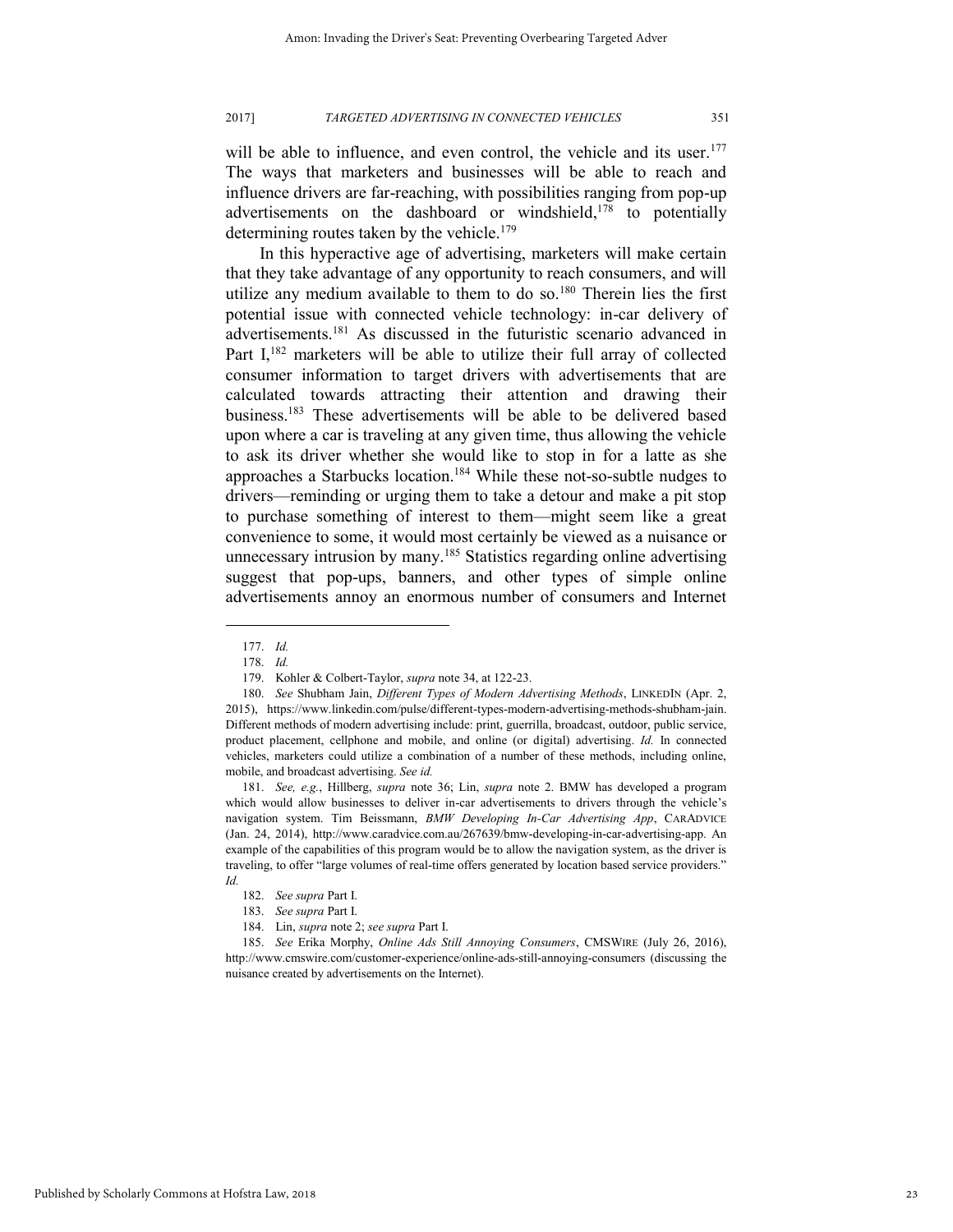will be able to influence, and even control, the vehicle and its user.[177] The ways that marketers and businesses will be able to reach and influence drivers are far-reaching, with possibilities ranging from pop-up advertisements on the dashboard or windshield,[178] to potentially determining routes taken by the vehicle.[179]

In this hyperactive age of advertising, marketers will make certain that they take advantage of any opportunity to reach consumers, and will utilize any medium available to them to do so.[180] Therein lies the first potential issue with connected vehicle technology: in-car delivery of advertisements.[181] As discussed in the futuristic scenario advanced in Part I,[182] marketers will be able to utilize their full array of collected consumer information to target drivers with advertisements that are calculated towards attracting their attention and drawing their business.[183] These advertisements will be able to be delivered based upon where a car is traveling at any given time, thus allowing the vehicle to ask its driver whether she would like to stop in for a latte as she approaches a Starbucks location.[184] While these not-so-subtle nudges to drivers—reminding or urging them to take a detour and make a pit stop to purchase something of interest to them—might seem like a great convenience to some, it would most certainly be viewed as a nuisance or unnecessary intrusion by many.[185] Statistics regarding online advertising suggest that pop-ups, banners, and other types of simple online advertisements annoy an enormous number of consumers and Internet

---

177. *Id.*

178. *Id.*

179. Kohler & Colbert-Taylor, *supra* note 34, at 122-23.

180. *See* Shubham Jain, *Different Types of Modern Advertising Methods*, LINKEDIN (Apr. 2, 2015), https://www.linkedin.com/pulse/different-types-modern-advertising-methods-shubham-jain. Different methods of modern advertising include: print, guerrilla, broadcast, outdoor, public service, product placement, cellphone and mobile, and online (or digital) advertising. *Id.* In connected vehicles, marketers could utilize a combination of a number of these methods, including online, mobile, and broadcast advertising. *See id.*

181. *See, e.g.*, Hillberg, *supra* note 36; Lin, *supra* note 2. BMW has developed a program which would allow businesses to deliver in-car advertisements to drivers through the vehicle's navigation system. Tim Beissmann, *BMW Developing In-Car Advertising App*, CARADVICE (Jan. 24, 2014), http://www.caradvice.com.au/267639/bmw-developing-in-car-advertising-app. An example of the capabilities of this program would be to allow the navigation system, as the driver is traveling, to offer "large volumes of real-time offers generated by location based service providers." *Id.*

182. *See supra* Part I.

183. *See supra* Part I.

184. Lin, *supra* note 2; *see supra* Part I.

185. *See* Erika Morphy, *Online Ads Still Annoying Consumers*, CMSWIRE (July 26, 2016), http://www.cmswire.com/customer-experience/online-ads-still-annoying-consumers (discussing the nuisance created by advertisements on the Internet).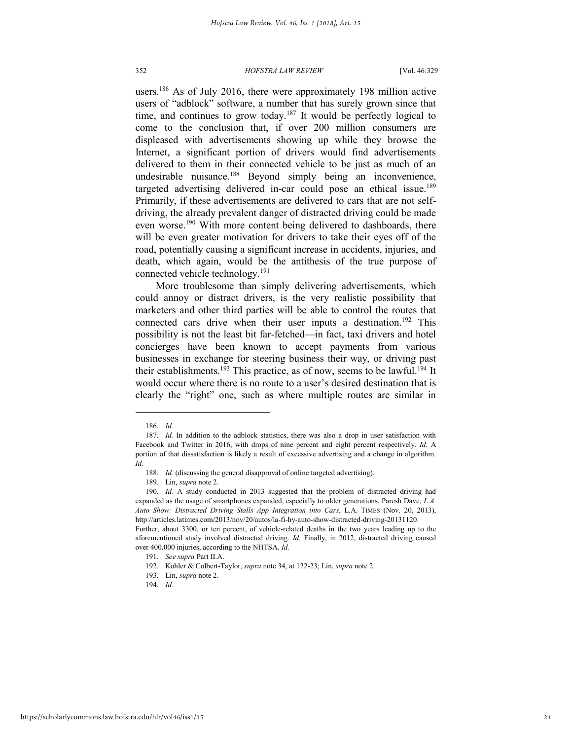users.[186] As of July 2016, there were approximately 198 million active users of "adblock" software, a number that has surely grown since that time, and continues to grow today.[187] It would be perfectly logical to come to the conclusion that, if over 200 million consumers are displeased with advertisements showing up while they browse the Internet, a significant portion of drivers would find advertisements delivered to them in their connected vehicle to be just as much of an undesirable nuisance.[188] Beyond simply being an inconvenience, targeted advertising delivered in-car could pose an ethical issue.[189] Primarily, if these advertisements are delivered to cars that are not self-driving, the already prevalent danger of distracted driving could be made even worse.[190] With more content being delivered to dashboards, there will be even greater motivation for drivers to take their eyes off of the road, potentially causing a significant increase in accidents, injuries, and death, which again, would be the antithesis of the true purpose of connected vehicle technology.[191]

More troublesome than simply delivering advertisements, which could annoy or distract drivers, is the very realistic possibility that marketers and other third parties will be able to control the routes that connected cars drive when their user inputs a destination.[192] This possibility is not the least bit far-fetched—in fact, taxi drivers and hotel concierges have been known to accept payments from various businesses in exchange for steering business their way, or driving past their establishments.[193] This practice, as of now, seems to be lawful.[194] It would occur where there is no route to a user's desired destination that is clearly the "right" one, such as where multiple routes are similar in

---

186. *Id.*

187. *Id.* In addition to the adblock statistics, there was also a drop in user satisfaction with Facebook and Twitter in 2016, with drops of nine percent and eight percent respectively. *Id.* A portion of that dissatisfaction is likely a result of excessive advertising and a change in algorithm. *Id.*

188. *Id.* (discussing the general disapproval of online targeted advertising).

189. Lin, *supra* note 2.

190. *Id.* A study conducted in 2013 suggested that the problem of distracted driving had expanded as the usage of smartphones expanded, especially to older generations. Paresh Dave, *L.A. Auto Show: Distracted Driving Stalls App Integration into Cars*, L.A. TIMES (Nov. 20, 2013), http://articles.latimes.com/2013/nov/20/autos/la-fi-hy-auto-show-distracted-driving-20131120. Further, about 3300, or ten percent, of vehicle-related deaths in the two years leading up to the aforementioned study involved distracted driving. *Id.* Finally, in 2012, distracted driving caused over 400,000 injuries, according to the NHTSA. *Id.*

191. *See supra* Part II.A.

192. Kohler & Colbert-Taylor, *supra* note 34, at 122-23; Lin, *supra* note 2.

193. Lin, *supra* note 2.

194. *Id.*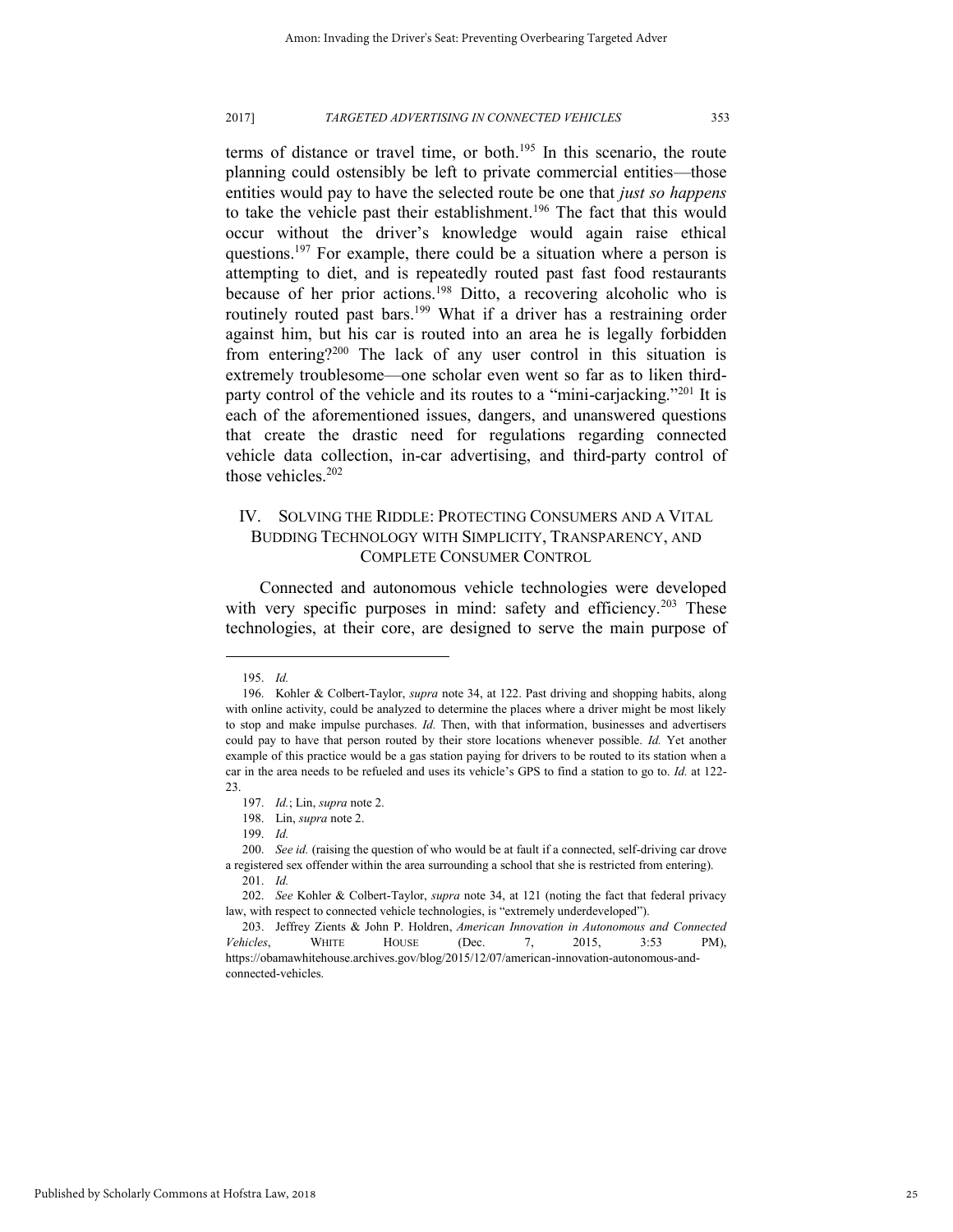terms of distance or travel time, or both.[195] In this scenario, the route planning could ostensibly be left to private commercial entities—those entities would pay to have the selected route be one that *just so happens* to take the vehicle past their establishment.[196] The fact that this would occur without the driver's knowledge would again raise ethical questions.[197] For example, there could be a situation where a person is attempting to diet, and is repeatedly routed past fast food restaurants because of her prior actions.[198] Ditto, a recovering alcoholic who is routinely routed past bars.[199] What if a driver has a restraining order against him, but his car is routed into an area he is legally forbidden from entering?[200] The lack of any user control in this situation is extremely troublesome—one scholar even went so far as to liken third-party control of the vehicle and its routes to a "mini-carjacking."[201] It is each of the aforementioned issues, dangers, and unanswered questions that create the drastic need for regulations regarding connected vehicle data collection, in-car advertising, and third-party control of those vehicles.[202]

## IV. SOLVING THE RIDDLE: PROTECTING CONSUMERS AND A VITAL BUDDING TECHNOLOGY WITH SIMPLICITY, TRANSPARENCY, AND COMPLETE CONSUMER CONTROL

Connected and autonomous vehicle technologies were developed with very specific purposes in mind: safety and efficiency.[203] These technologies, at their core, are designed to serve the main purpose of

---

195. *Id.*

196. Kohler & Colbert-Taylor, *supra* note 34, at 122. Past driving and shopping habits, along with online activity, could be analyzed to determine the places where a driver might be most likely to stop and make impulse purchases. *Id.* Then, with that information, businesses and advertisers could pay to have that person routed by their store locations whenever possible. *Id.* Yet another example of this practice would be a gas station paying for drivers to be routed to its station when a car in the area needs to be refueled and uses its vehicle's GPS to find a station to go to. *Id.* at 122-23.

197. *Id.*; Lin, *supra* note 2.

198. Lin, *supra* note 2.

199. *Id.*

200. *See id.* (raising the question of who would be at fault if a connected, self-driving car drove a registered sex offender within the area surrounding a school that she is restricted from entering).

201. *Id.*

202. *See* Kohler & Colbert-Taylor, *supra* note 34, at 121 (noting the fact that federal privacy law, with respect to connected vehicle technologies, is "extremely underdeveloped").

203. Jeffrey Zients & John P. Holdren, *American Innovation in Autonomous and Connected Vehicles*, WHITE HOUSE (Dec. 7, 2015, 3:53 PM), https://obamawhitehouse.archives.gov/blog/2015/12/07/american-innovation-autonomous-and-connected-vehicles.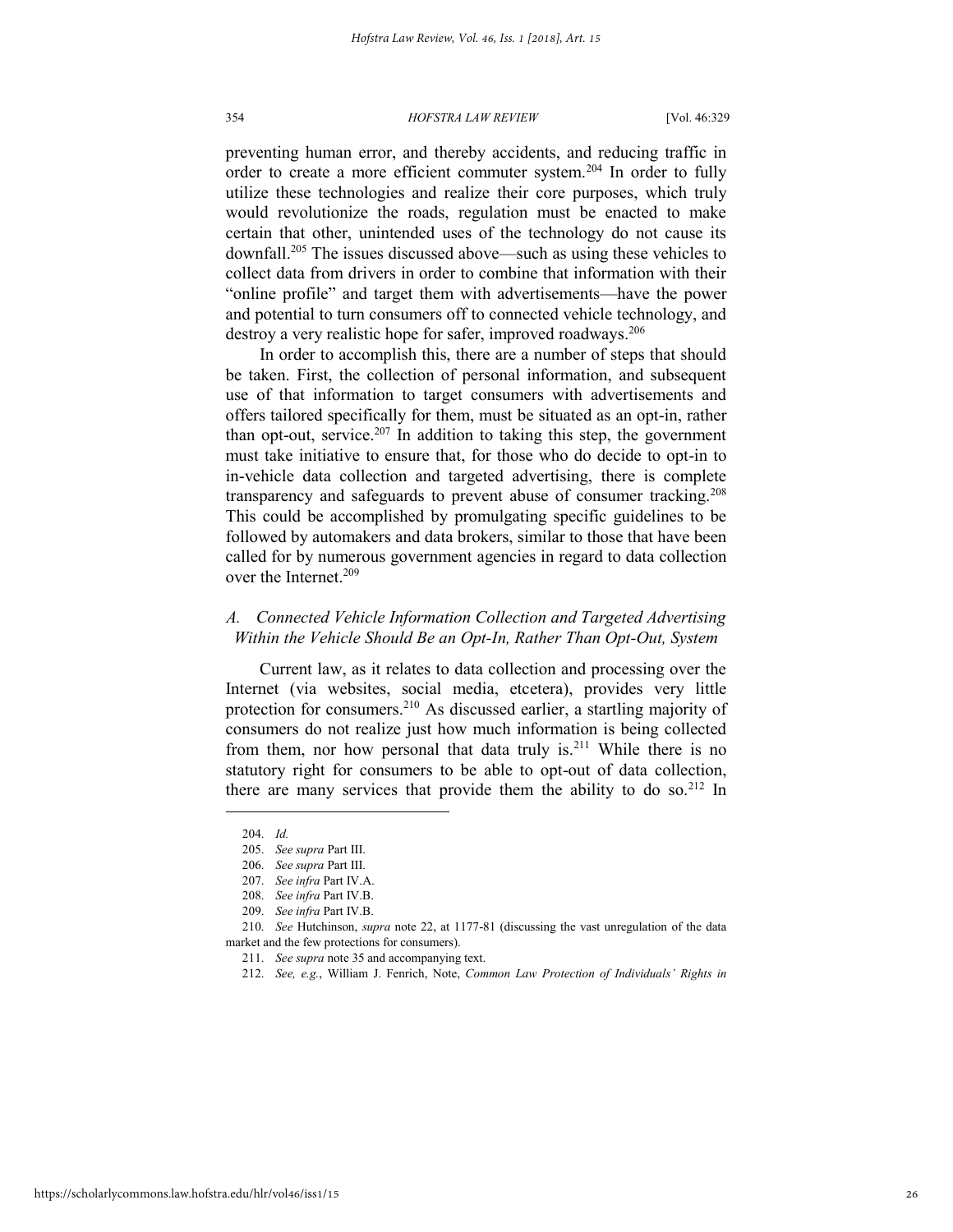preventing human error, and thereby accidents, and reducing traffic in order to create a more efficient commuter system.[204] In order to fully utilize these technologies and realize their core purposes, which truly would revolutionize the roads, regulation must be enacted to make certain that other, unintended uses of the technology do not cause its downfall.[205] The issues discussed above—such as using these vehicles to collect data from drivers in order to combine that information with their "online profile" and target them with advertisements—have the power and potential to turn consumers off to connected vehicle technology, and destroy a very realistic hope for safer, improved roadways.[206]

In order to accomplish this, there are a number of steps that should be taken. First, the collection of personal information, and subsequent use of that information to target consumers with advertisements and offers tailored specifically for them, must be situated as an opt-in, rather than opt-out, service.[207] In addition to taking this step, the government must take initiative to ensure that, for those who do decide to opt-in to in-vehicle data collection and targeted advertising, there is complete transparency and safeguards to prevent abuse of consumer tracking.[208] This could be accomplished by promulgating specific guidelines to be followed by automakers and data brokers, similar to those that have been called for by numerous government agencies in regard to data collection over the Internet.[209]

### *A. Connected Vehicle Information Collection and Targeted Advertising Within the Vehicle Should Be an Opt-In, Rather Than Opt-Out, System*

Current law, as it relates to data collection and processing over the Internet (via websites, social media, etcetera), provides very little protection for consumers.[210] As discussed earlier, a startling majority of consumers do not realize just how much information is being collected from them, nor how personal that data truly is.[211] While there is no statutory right for consumers to be able to opt-out of data collection, there are many services that provide them the ability to do so.[212] In

---

204. *Id.*

205. *See supra* Part III.

206. *See supra* Part III.

207. *See infra* Part IV.A.

208. *See infra* Part IV.B.

209. *See infra* Part IV.B.

210. *See* Hutchinson, *supra* note 22, at 1177-81 (discussing the vast unregulation of the data market and the few protections for consumers).

211. *See supra* note 35 and accompanying text.

212. *See, e.g.*, William J. Fenrich, Note, *Common Law Protection of Individuals' Rights in*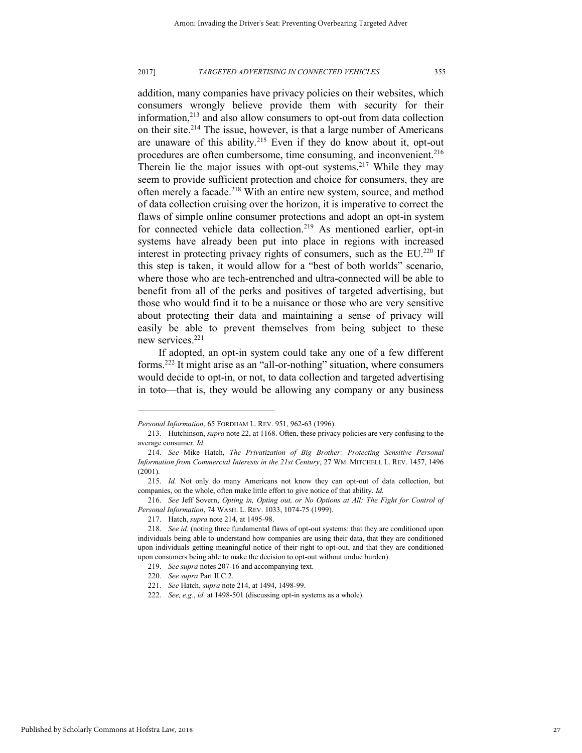addition, many companies have privacy policies on their websites, which consumers wrongly believe provide them with security for their information,[213] and also allow consumers to opt-out from data collection on their site.[214] The issue, however, is that a large number of Americans are unaware of this ability.[215] Even if they do know about it, opt-out procedures are often cumbersome, time consuming, and inconvenient.[216] Therein lie the major issues with opt-out systems.[217] While they may seem to provide sufficient protection and choice for consumers, they are often merely a facade.[218] With an entire new system, source, and method of data collection cruising over the horizon, it is imperative to correct the flaws of simple online consumer protections and adopt an opt-in system for connected vehicle data collection.[219] As mentioned earlier, opt-in systems have already been put into place in regions with increased interest in protecting privacy rights of consumers, such as the EU.[220] If this step is taken, it would allow for a "best of both worlds" scenario, where those who are tech-entrenched and ultra-connected will be able to benefit from all of the perks and positives of targeted advertising, but those who would find it to be a nuisance or those who are very sensitive about protecting their data and maintaining a sense of privacy will easily be able to prevent themselves from being subject to these new services.[221]

If adopted, an opt-in system could take any one of a few different forms.[222] It might arise as an "all-or-nothing" situation, where consumers would decide to opt-in, or not, to data collection and targeted advertising in toto—that is, they would be allowing any company or any business

---

*Personal Information*, 65 FORDHAM L. REV. 951, 962-63 (1996).

213. Hutchinson, *supra* note 22, at 1168. Often, these privacy policies are very confusing to the average consumer. *Id.*

214. *See* Mike Hatch, *The Privatization of Big Brother: Protecting Sensitive Personal Information from Commercial Interests in the 21st Century*, 27 WM. MITCHELL L. REV. 1457, 1496 (2001).

215. *Id.* Not only do many Americans not know they can opt-out of data collection, but companies, on the whole, often make little effort to give notice of that ability. *Id.*

216. *See* Jeff Sovern, *Opting in, Opting out, or No Options at All: The Fight for Control of Personal Information*, 74 WASH. L. REV. 1033, 1074-75 (1999).

217. Hatch, *supra* note 214, at 1495-98.

218. *See id.* (noting three fundamental flaws of opt-out systems: that they are conditioned upon individuals being able to understand how companies are using their data, that they are conditioned upon individuals getting meaningful notice of their right to opt-out, and that they are conditioned upon consumers being able to make the decision to opt-out without undue burden).

219. *See supra* notes 207-16 and accompanying text.

220. *See supra* Part II.C.2.

221. *See* Hatch, *supra* note 214, at 1494, 1498-99.

222. *See, e.g.*, *id.* at 1498-501 (discussing opt-in systems as a whole).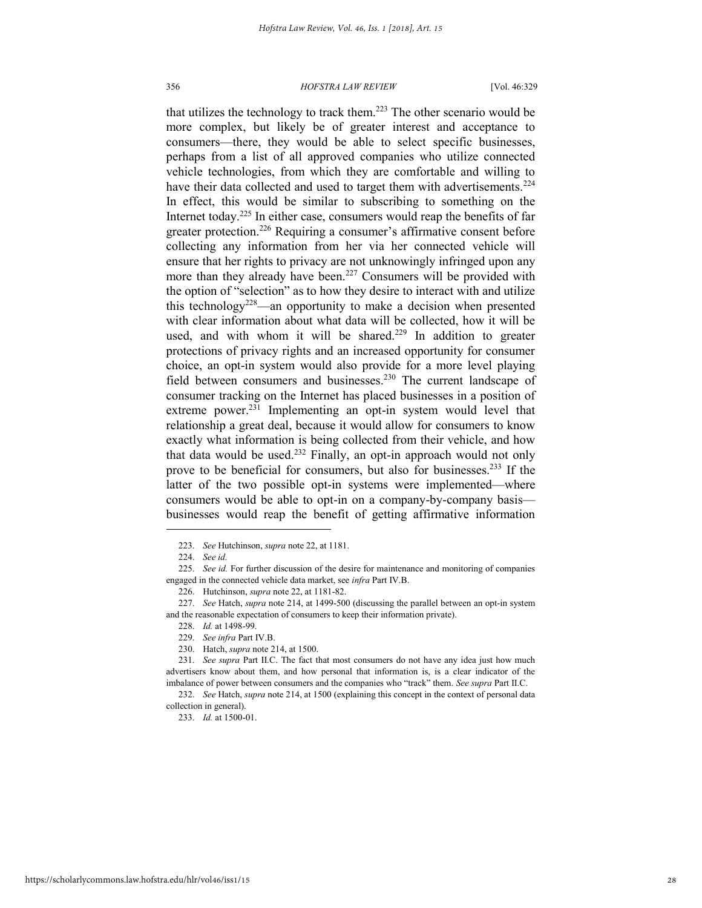that utilizes the technology to track them.[223] The other scenario would be more complex, but likely be of greater interest and acceptance to consumers—there, they would be able to select specific businesses, perhaps from a list of all approved companies who utilize connected vehicle technologies, from which they are comfortable and willing to have their data collected and used to target them with advertisements.[224] In effect, this would be similar to subscribing to something on the Internet today.[225] In either case, consumers would reap the benefits of far greater protection.[226] Requiring a consumer's affirmative consent before collecting any information from her via her connected vehicle will ensure that her rights to privacy are not unknowingly infringed upon any more than they already have been.[227] Consumers will be provided with the option of "selection" as to how they desire to interact with and utilize this technology[228]—an opportunity to make a decision when presented with clear information about what data will be collected, how it will be used, and with whom it will be shared.[229] In addition to greater protections of privacy rights and an increased opportunity for consumer choice, an opt-in system would also provide for a more level playing field between consumers and businesses.[230] The current landscape of consumer tracking on the Internet has placed businesses in a position of extreme power.[231] Implementing an opt-in system would level that relationship a great deal, because it would allow for consumers to know exactly what information is being collected from their vehicle, and how that data would be used.[232] Finally, an opt-in approach would not only prove to be beneficial for consumers, but also for businesses.[233] If the latter of the two possible opt-in systems were implemented—where consumers would be able to opt-in on a company-by-company basis—businesses would reap the benefit of getting affirmative information

---

223. *See* Hutchinson, *supra* note 22, at 1181.

224. *See id.*

225. *See id.* For further discussion of the desire for maintenance and monitoring of companies engaged in the connected vehicle data market, see *infra* Part IV.B.

226. Hutchinson, *supra* note 22, at 1181-82.

227. *See* Hatch, *supra* note 214, at 1499-500 (discussing the parallel between an opt-in system and the reasonable expectation of consumers to keep their information private).

228. *Id.* at 1498-99.

229. *See infra* Part IV.B.

230. Hatch, *supra* note 214, at 1500.

231. *See supra* Part II.C. The fact that most consumers do not have any idea just how much advertisers know about them, and how personal that information is, is a clear indicator of the imbalance of power between consumers and the companies who "track" them. *See supra* Part II.C.

232. *See* Hatch, *supra* note 214, at 1500 (explaining this concept in the context of personal data collection in general).

233. *Id.* at 1500-01.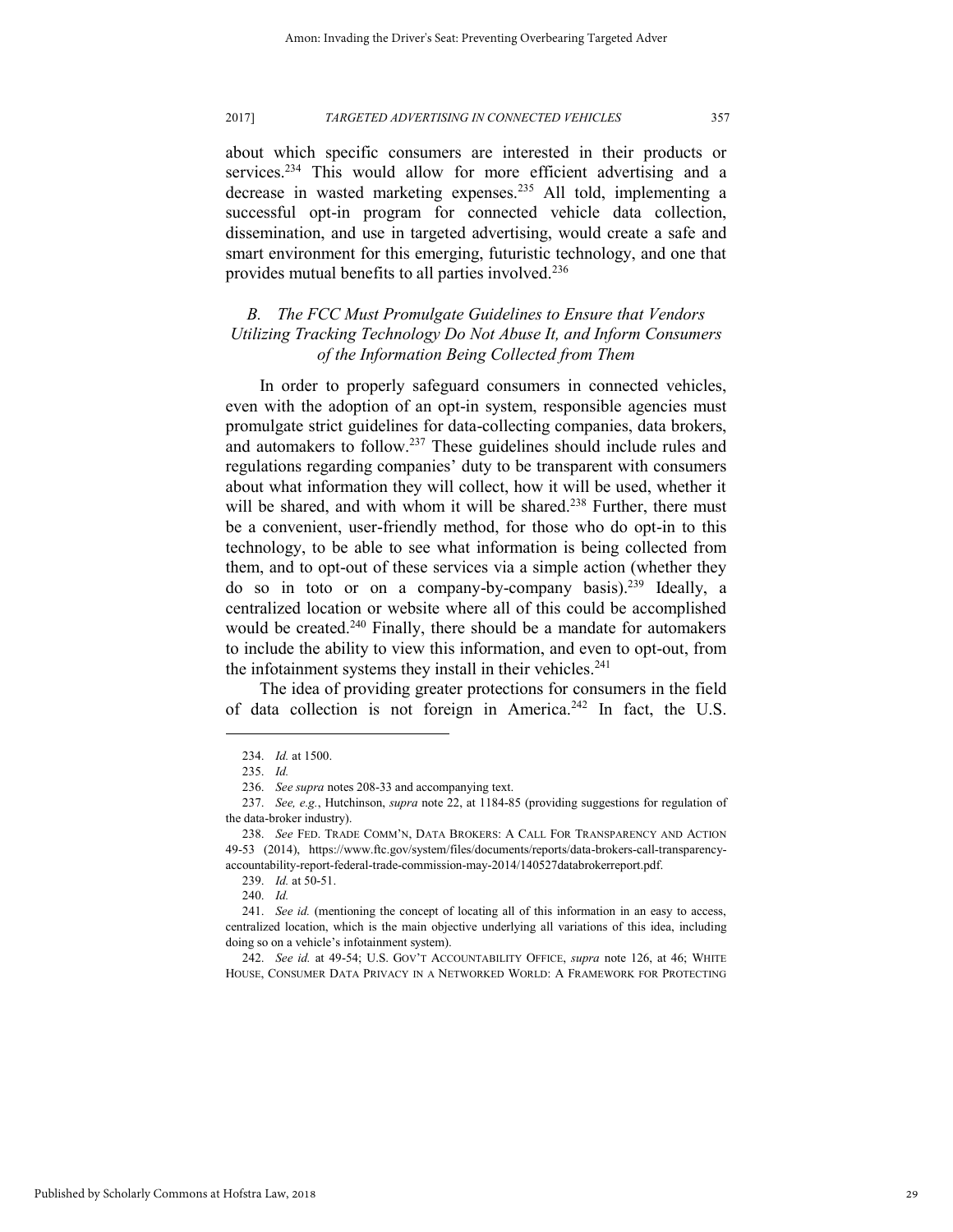about which specific consumers are interested in their products or services.[234] This would allow for more efficient advertising and a decrease in wasted marketing expenses.[235] All told, implementing a successful opt-in program for connected vehicle data collection, dissemination, and use in targeted advertising, would create a safe and smart environment for this emerging, futuristic technology, and one that provides mutual benefits to all parties involved.[236]

### *B. The FCC Must Promulgate Guidelines to Ensure that Vendors Utilizing Tracking Technology Do Not Abuse It, and Inform Consumers of the Information Being Collected from Them*

In order to properly safeguard consumers in connected vehicles, even with the adoption of an opt-in system, responsible agencies must promulgate strict guidelines for data-collecting companies, data brokers, and automakers to follow.[237] These guidelines should include rules and regulations regarding companies' duty to be transparent with consumers about what information they will collect, how it will be used, whether it will be shared, and with whom it will be shared.[238] Further, there must be a convenient, user-friendly method, for those who do opt-in to this technology, to be able to see what information is being collected from them, and to opt-out of these services via a simple action (whether they do so in toto or on a company-by-company basis).[239] Ideally, a centralized location or website where all of this could be accomplished would be created.[240] Finally, there should be a mandate for automakers to include the ability to view this information, and even to opt-out, from the infotainment systems they install in their vehicles.[241]

The idea of providing greater protections for consumers in the field of data collection is not foreign in America.[242] In fact, the U.S.

---

234. *Id.* at 1500.

235. *Id.*

236. *See supra* notes 208-33 and accompanying text.

237. *See, e.g.*, Hutchinson, *supra* note 22, at 1184-85 (providing suggestions for regulation of the data-broker industry).

238. *See* FED. TRADE COMM'N, DATA BROKERS: A CALL FOR TRANSPARENCY AND ACTION 49-53 (2014), https://www.ftc.gov/system/files/documents/reports/data-brokers-call-transparency-accountability-report-federal-trade-commission-may-2014/140527databrokerreport.pdf.

239. *Id.* at 50-51.

240. *Id.*

241. *See id.* (mentioning the concept of locating all of this information in an easy to access, centralized location, which is the main objective underlying all variations of this idea, including doing so on a vehicle's infotainment system).

242. *See id.* at 49-54; U.S. GOV'T ACCOUNTABILITY OFFICE, *supra* note 126, at 46; WHITE HOUSE, CONSUMER DATA PRIVACY IN A NETWORKED WORLD: A FRAMEWORK FOR PROTECTING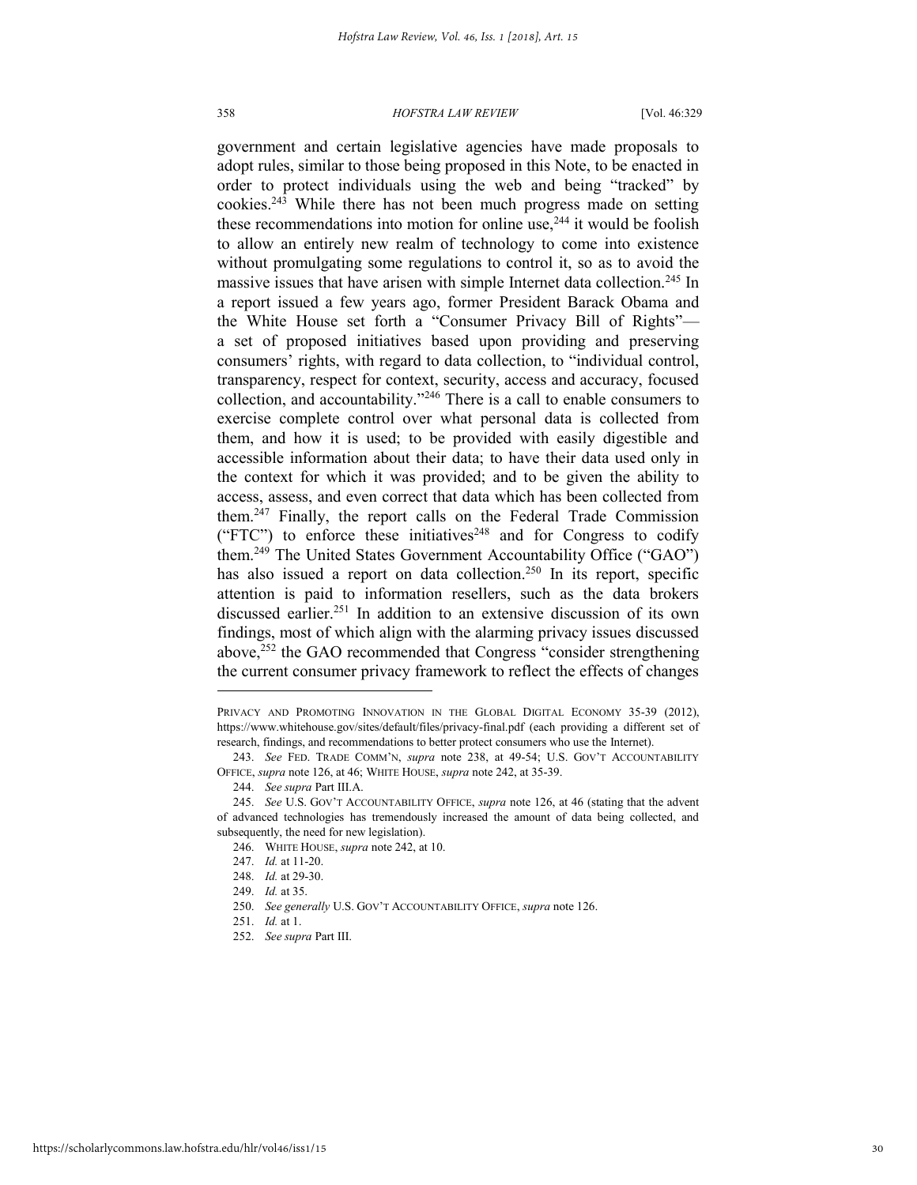government and certain legislative agencies have made proposals to adopt rules, similar to those being proposed in this Note, to be enacted in order to protect individuals using the web and being "tracked" by cookies.[243] While there has not been much progress made on setting these recommendations into motion for online use,[244] it would be foolish to allow an entirely new realm of technology to come into existence without promulgating some regulations to control it, so as to avoid the massive issues that have arisen with simple Internet data collection.[245] In a report issued a few years ago, former President Barack Obama and the White House set forth a "Consumer Privacy Bill of Rights"—a set of proposed initiatives based upon providing and preserving consumers' rights, with regard to data collection, to "individual control, transparency, respect for context, security, access and accuracy, focused collection, and accountability."[246] There is a call to enable consumers to exercise complete control over what personal data is collected from them, and how it is used; to be provided with easily digestible and accessible information about their data; to have their data used only in the context for which it was provided; and to be given the ability to access, assess, and even correct that data which has been collected from them.[247] Finally, the report calls on the Federal Trade Commission ("FTC") to enforce these initiatives[248] and for Congress to codify them.[249] The United States Government Accountability Office ("GAO") has also issued a report on data collection.[250] In its report, specific attention is paid to information resellers, such as the data brokers discussed earlier.[251] In addition to an extensive discussion of its own findings, most of which align with the alarming privacy issues discussed above,[252] the GAO recommended that Congress "consider strengthening the current consumer privacy framework to reflect the effects of changes

---

PRIVACY AND PROMOTING INNOVATION IN THE GLOBAL DIGITAL ECONOMY 35-39 (2012), https://www.whitehouse.gov/sites/default/files/privacy-final.pdf (each providing a different set of research, findings, and recommendations to better protect consumers who use the Internet).

243. *See* FED. TRADE COMM'N, *supra* note 238, at 49-54; U.S. GOV'T ACCOUNTABILITY OFFICE, *supra* note 126, at 46; WHITE HOUSE, *supra* note 242, at 35-39.

244. *See supra* Part III.A.

245. *See* U.S. GOV'T ACCOUNTABILITY OFFICE, *supra* note 126, at 46 (stating that the advent of advanced technologies has tremendously increased the amount of data being collected, and subsequently, the need for new legislation).

246. WHITE HOUSE, *supra* note 242, at 10.

247. *Id.* at 11-20.

248. *Id.* at 29-30.

249. *Id.* at 35.

250. *See generally* U.S. GOV'T ACCOUNTABILITY OFFICE, *supra* note 126.

251. *Id.* at 1.

252. *See supra* Part III.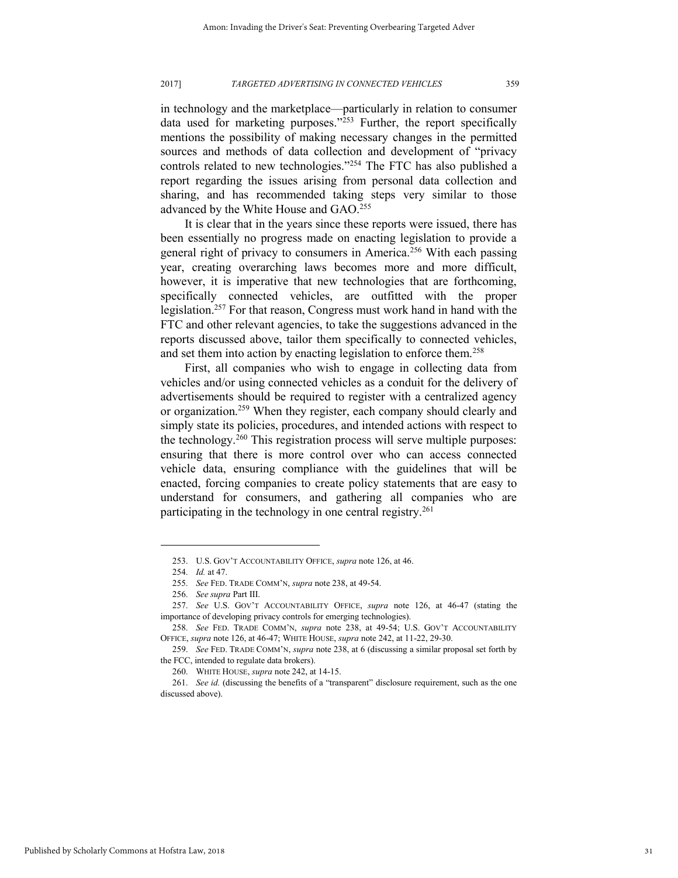in technology and the marketplace—particularly in relation to consumer data used for marketing purposes."[253] Further, the report specifically mentions the possibility of making necessary changes in the permitted sources and methods of data collection and development of "privacy controls related to new technologies."[254] The FTC has also published a report regarding the issues arising from personal data collection and sharing, and has recommended taking steps very similar to those advanced by the White House and GAO.[255]

It is clear that in the years since these reports were issued, there has been essentially no progress made on enacting legislation to provide a general right of privacy to consumers in America.[256] With each passing year, creating overarching laws becomes more and more difficult, however, it is imperative that new technologies that are forthcoming, specifically connected vehicles, are outfitted with the proper legislation.[257] For that reason, Congress must work hand in hand with the FTC and other relevant agencies, to take the suggestions advanced in the reports discussed above, tailor them specifically to connected vehicles, and set them into action by enacting legislation to enforce them.[258]

First, all companies who wish to engage in collecting data from vehicles and/or using connected vehicles as a conduit for the delivery of advertisements should be required to register with a centralized agency or organization.[259] When they register, each company should clearly and simply state its policies, procedures, and intended actions with respect to the technology.[260] This registration process will serve multiple purposes: ensuring that there is more control over who can access connected vehicle data, ensuring compliance with the guidelines that will be enacted, forcing companies to create policy statements that are easy to understand for consumers, and gathering all companies who are participating in the technology in one central registry.[261]

---

253. U.S. GOV'T ACCOUNTABILITY OFFICE, *supra* note 126, at 46.

254. *Id.* at 47.

255. *See* FED. TRADE COMM'N, *supra* note 238, at 49-54.

256. *See supra* Part III.

257. *See* U.S. GOV'T ACCOUNTABILITY OFFICE, *supra* note 126, at 46-47 (stating the importance of developing privacy controls for emerging technologies).

258. *See* FED. TRADE COMM'N, *supra* note 238, at 49-54; U.S. GOV'T ACCOUNTABILITY OFFICE, *supra* note 126, at 46-47; WHITE HOUSE, *supra* note 242, at 11-22, 29-30.

259. *See* FED. TRADE COMM'N, *supra* note 238, at 6 (discussing a similar proposal set forth by the FCC, intended to regulate data brokers).

260. WHITE HOUSE, *supra* note 242, at 14-15.

261. *See id.* (discussing the benefits of a "transparent" disclosure requirement, such as the one discussed above).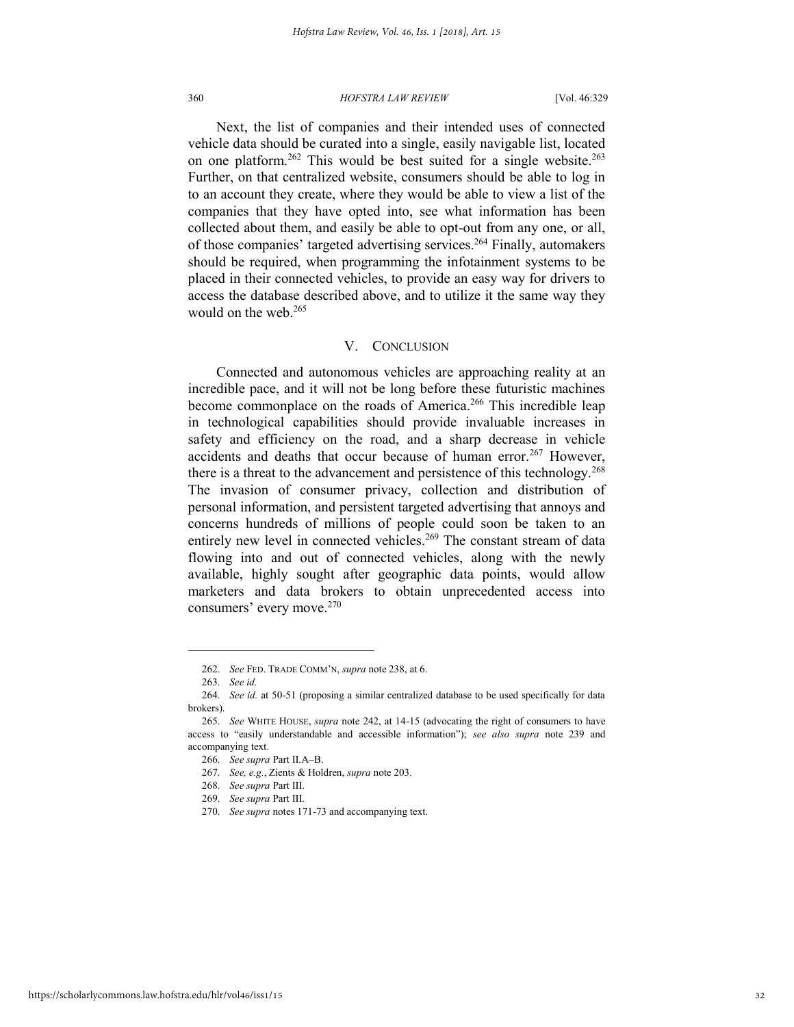Next, the list of companies and their intended uses of connected vehicle data should be curated into a single, easily navigable list, located on one platform.[262] This would be best suited for a single website.[263] Further, on that centralized website, consumers should be able to log in to an account they create, where they would be able to view a list of the companies that they have opted into, see what information has been collected about them, and easily be able to opt-out from any one, or all, of those companies' targeted advertising services.[264] Finally, automakers should be required, when programming the infotainment systems to be placed in their connected vehicles, to provide an easy way for drivers to access the database described above, and to utilize it the same way they would on the web.[265]

## V. CONCLUSION

Connected and autonomous vehicles are approaching reality at an incredible pace, and it will not be long before these futuristic machines become commonplace on the roads of America.[266] This incredible leap in technological capabilities should provide invaluable increases in safety and efficiency on the road, and a sharp decrease in vehicle accidents and deaths that occur because of human error.[267] However, there is a threat to the advancement and persistence of this technology.[268] The invasion of consumer privacy, collection and distribution of personal information, and persistent targeted advertising that annoys and concerns hundreds of millions of people could soon be taken to an entirely new level in connected vehicles.[269] The constant stream of data flowing into and out of connected vehicles, along with the newly available, highly sought after geographic data points, would allow marketers and data brokers to obtain unprecedented access into consumers' every move.[270]

---

262. *See* FED. TRADE COMM'N, *supra* note 238, at 6.

263. *See id.*

264. *See id.* at 50-51 (proposing a similar centralized database to be used specifically for data brokers).

265. *See* WHITE HOUSE, *supra* note 242, at 14-15 (advocating the right of consumers to have access to "easily understandable and accessible information"); *see also supra* note 239 and accompanying text.

266. *See supra* Part II.A–B.

267. *See, e.g.*, Zients & Holdren, *supra* note 203.

268. *See supra* Part III.

269. *See supra* Part III.

270. *See supra* notes 171-73 and accompanying text.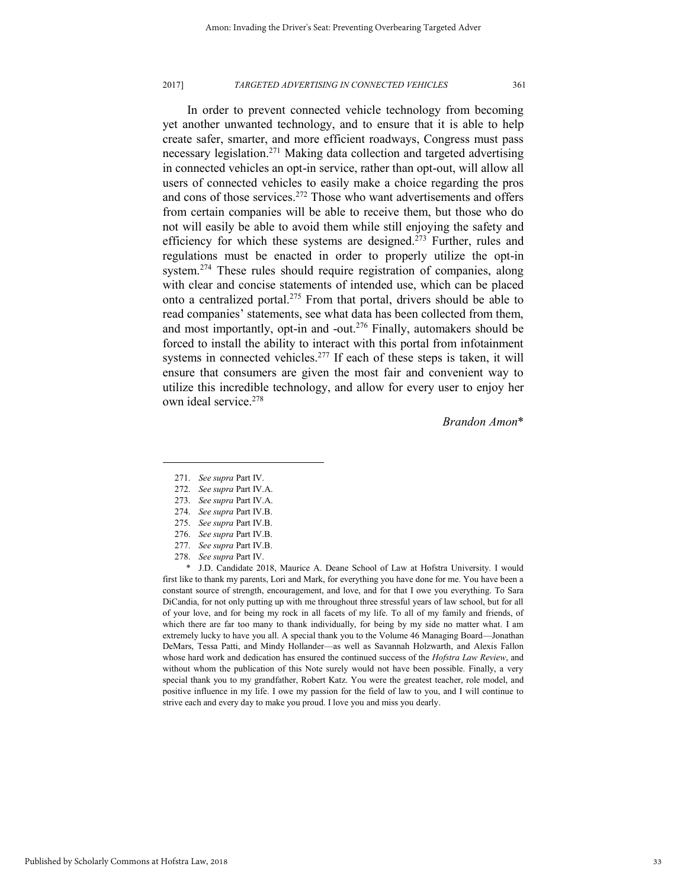In order to prevent connected vehicle technology from becoming yet another unwanted technology, and to ensure that it is able to help create safer, smarter, and more efficient roadways, Congress must pass necessary legislation.[271] Making data collection and targeted advertising in connected vehicles an opt-in service, rather than opt-out, will allow all users of connected vehicles to easily make a choice regarding the pros and cons of those services.[272] Those who want advertisements and offers from certain companies will be able to receive them, but those who do not will easily be able to avoid them while still enjoying the safety and efficiency for which these systems are designed.[273] Further, rules and regulations must be enacted in order to properly utilize the opt-in system.[274] These rules should require registration of companies, along with clear and concise statements of intended use, which can be placed onto a centralized portal.[275] From that portal, drivers should be able to read companies' statements, see what data has been collected from them, and most importantly, opt-in and -out.[276] Finally, automakers should be forced to install the ability to interact with this portal from infotainment systems in connected vehicles.[277] If each of these steps is taken, it will ensure that consumers are given the most fair and convenient way to utilize this incredible technology, and allow for every user to enjoy her own ideal service.[278]

*Brandon Amon**

---

271. *See supra* Part IV.
272. *See supra* Part IV.A.
273. *See supra* Part IV.A.
274. *See supra* Part IV.B.
275. *See supra* Part IV.B.
276. *See supra* Part IV.B.
277. *See supra* Part IV.B.
278. *See supra* Part IV.

\* J.D. Candidate 2018, Maurice A. Deane School of Law at Hofstra University. I would first like to thank my parents, Lori and Mark, for everything you have done for me. You have been a constant source of strength, encouragement, and love, and for that I owe you everything. To Sara DiCandia, for not only putting up with me throughout three stressful years of law school, but for all of your love, and for being my rock in all facets of my life. To all of my family and friends, of which there are far too many to thank individually, for being by my side no matter what. I am extremely lucky to have you all. A special thank you to the Volume 46 Managing Board—Jonathan DeMars, Tessa Patti, and Mindy Hollander—as well as Savannah Holzwarth, and Alexis Fallon whose hard work and dedication has ensured the continued success of the *Hofstra Law Review*, and without whom the publication of this Note surely would not have been possible. Finally, a very special thank you to my grandfather, Robert Katz. You were the greatest teacher, role model, and positive influence in my life. I owe my passion for the field of law to you, and I will continue to strive each and every day to make you proud. I love you and miss you dearly.